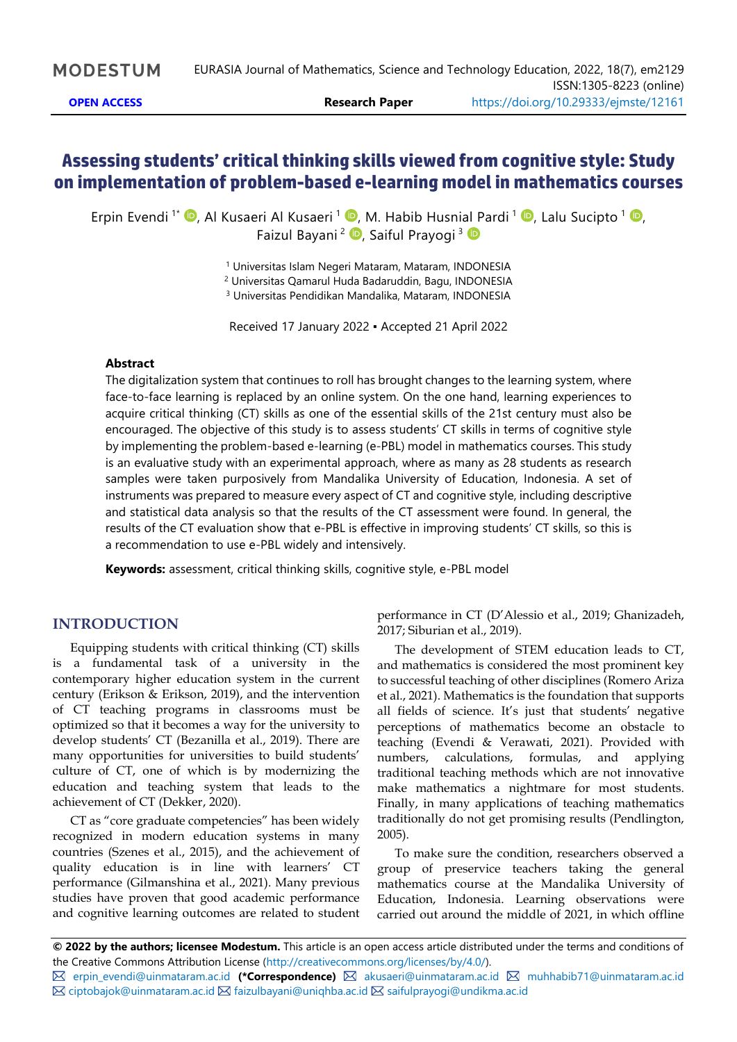# Assessing students' critical thinking skills viewed from cognitive style: Study on implementation of problem-based e-learning model in mathematics courses

Erpin Evendi [1*], Al Kusaeri Al Kusaeri [1], M. Habib Husnial Pardi [1], Lalu Sucipto [1], Faizul Bayani [2], Saiful Prayogi [3]

[1] Universitas Islam Negeri Mataram, Mataram, INDONESIA
[2] Universitas Qamarul Huda Badaruddin, Bagu, INDONESIA
[3] Universitas Pendidikan Mandalika, Mataram, INDONESIA

Received 17 January 2022 ▪ Accepted 21 April 2022

### Abstract

The digitalization system that continues to roll has brought changes to the learning system, where face-to-face learning is replaced by an online system. On the one hand, learning experiences to acquire critical thinking (CT) skills as one of the essential skills of the 21st century must also be encouraged. The objective of this study is to assess students' CT skills in terms of cognitive style by implementing the problem-based e-learning (e-PBL) model in mathematics courses. This study is an evaluative study with an experimental approach, where as many as 28 students as research samples were taken purposively from Mandalika University of Education, Indonesia. A set of instruments was prepared to measure every aspect of CT and cognitive style, including descriptive and statistical data analysis so that the results of the CT assessment were found. In general, the results of the CT evaluation show that e-PBL is effective in improving students' CT skills, so this is a recommendation to use e-PBL widely and intensively.

**Keywords:** assessment, critical thinking skills, cognitive style, e-PBL model

## INTRODUCTION

Equipping students with critical thinking (CT) skills is a fundamental task of a university in the contemporary higher education system in the current century (Erikson & Erikson, 2019), and the intervention of CT teaching programs in classrooms must be optimized so that it becomes a way for the university to develop students' CT (Bezanilla et al., 2019). There are many opportunities for universities to build students' culture of CT, one of which is by modernizing the education and teaching system that leads to the achievement of CT (Dekker, 2020).

CT as "core graduate competencies" has been widely recognized in modern education systems in many countries (Szenes et al., 2015), and the achievement of quality education is in line with learners' CT performance (Gilmanshina et al., 2021). Many previous studies have proven that good academic performance and cognitive learning outcomes are related to student performance in CT (D'Alessio et al., 2019; Ghanizadeh, 2017; Siburian et al., 2019).

The development of STEM education leads to CT, and mathematics is considered the most prominent key to successful teaching of other disciplines (Romero Ariza et al., 2021). Mathematics is the foundation that supports all fields of science. It's just that students' negative perceptions of mathematics become an obstacle to teaching (Evendi & Verawati, 2021). Provided with numbers, calculations, formulas, and applying traditional teaching methods which are not innovative make mathematics a nightmare for most students. Finally, in many applications of teaching mathematics traditionally do not get promising results (Pendlington, 2005).

To make sure the condition, researchers observed a group of preservice teachers taking the general mathematics course at the Mandalika University of Education, Indonesia. Learning observations were carried out around the middle of 2021, in which offline

---

**© 2022 by the authors; licensee Modestum.** This article is an open access article distributed under the terms and conditions of the Creative Commons Attribution License (http://creativecommons.org/licenses/by/4.0/).

erpin_evendi@uinmataram.ac.id **(*Correspondence)** akusaeri@uinmataram.ac.id muhhabib71@uinmataram.ac.id ciptobajok@uinmataram.ac.id faizulbayani@uniqhba.ac.id saifulprayogi@undikma.ac.id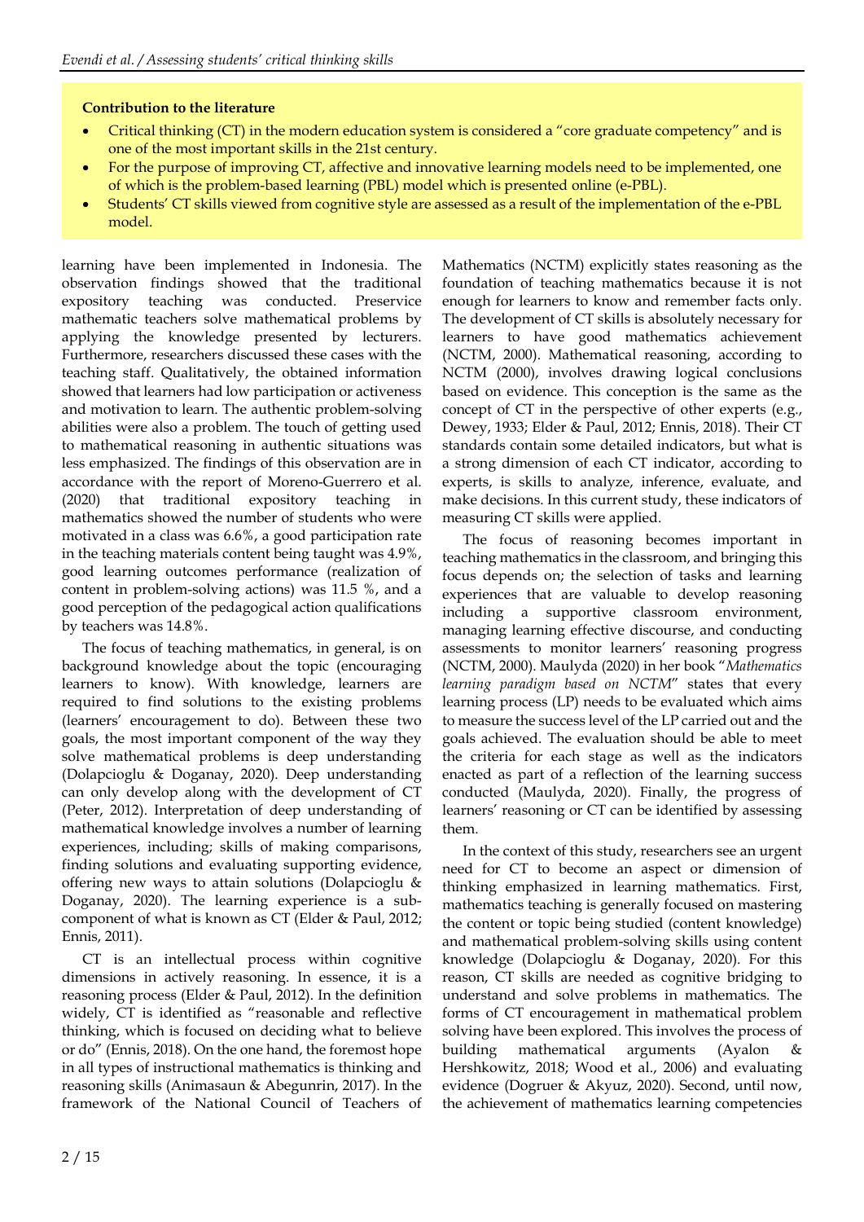**Contribution to the literature**

- Critical thinking (CT) in the modern education system is considered a "core graduate competency" and is one of the most important skills in the 21st century.
- For the purpose of improving CT, affective and innovative learning models need to be implemented, one of which is the problem-based learning (PBL) model which is presented online (e-PBL).
- Students' CT skills viewed from cognitive style are assessed as a result of the implementation of the e-PBL model.

learning have been implemented in Indonesia. The observation findings showed that the traditional expository teaching was conducted. Preservice mathematic teachers solve mathematical problems by applying the knowledge presented by lecturers. Furthermore, researchers discussed these cases with the teaching staff. Qualitatively, the obtained information showed that learners had low participation or activeness and motivation to learn. The authentic problem-solving abilities were also a problem. The touch of getting used to mathematical reasoning in authentic situations was less emphasized. The findings of this observation are in accordance with the report of Moreno-Guerrero et al. (2020) that traditional expository teaching in mathematics showed the number of students who were motivated in a class was 6.6%, a good participation rate in the teaching materials content being taught was 4.9%, good learning outcomes performance (realization of content in problem-solving actions) was 11.5 %, and a good perception of the pedagogical action qualifications by teachers was 14.8%.

The focus of teaching mathematics, in general, is on background knowledge about the topic (encouraging learners to know). With knowledge, learners are required to find solutions to the existing problems (learners' encouragement to do). Between these two goals, the most important component of the way they solve mathematical problems is deep understanding (Dolapcioglu & Doganay, 2020). Deep understanding can only develop along with the development of CT (Peter, 2012). Interpretation of deep understanding of mathematical knowledge involves a number of learning experiences, including; skills of making comparisons, finding solutions and evaluating supporting evidence, offering new ways to attain solutions (Dolapcioglu & Doganay, 2020). The learning experience is a sub-component of what is known as CT (Elder & Paul, 2012; Ennis, 2011).

CT is an intellectual process within cognitive dimensions in actively reasoning. In essence, it is a reasoning process (Elder & Paul, 2012). In the definition widely, CT is identified as "reasonable and reflective thinking, which is focused on deciding what to believe or do" (Ennis, 2018). On the one hand, the foremost hope in all types of instructional mathematics is thinking and reasoning skills (Animasaun & Abegunrin, 2017). In the framework of the National Council of Teachers of Mathematics (NCTM) explicitly states reasoning as the foundation of teaching mathematics because it is not enough for learners to know and remember facts only. The development of CT skills is absolutely necessary for learners to have good mathematics achievement (NCTM, 2000). Mathematical reasoning, according to NCTM (2000), involves drawing logical conclusions based on evidence. This conception is the same as the concept of CT in the perspective of other experts (e.g., Dewey, 1933; Elder & Paul, 2012; Ennis, 2018). Their CT standards contain some detailed indicators, but what is a strong dimension of each CT indicator, according to experts, is skills to analyze, inference, evaluate, and make decisions. In this current study, these indicators of measuring CT skills were applied.

The focus of reasoning becomes important in teaching mathematics in the classroom, and bringing this focus depends on; the selection of tasks and learning experiences that are valuable to develop reasoning including a supportive classroom environment, managing learning effective discourse, and conducting assessments to monitor learners' reasoning progress (NCTM, 2000). Maulyda (2020) in her book "*Mathematics learning paradigm based on NCTM*" states that every learning process (LP) needs to be evaluated which aims to measure the success level of the LP carried out and the goals achieved. The evaluation should be able to meet the criteria for each stage as well as the indicators enacted as part of a reflection of the learning success conducted (Maulyda, 2020). Finally, the progress of learners' reasoning or CT can be identified by assessing them.

In the context of this study, researchers see an urgent need for CT to become an aspect or dimension of thinking emphasized in learning mathematics. First, mathematics teaching is generally focused on mastering the content or topic being studied (content knowledge) and mathematical problem-solving skills using content knowledge (Dolapcioglu & Doganay, 2020). For this reason, CT skills are needed as cognitive bridging to understand and solve problems in mathematics. The forms of CT encouragement in mathematical problem solving have been explored. This involves the process of building mathematical arguments (Ayalon & Hershkowitz, 2018; Wood et al., 2006) and evaluating evidence (Dogruer & Akyuz, 2020). Second, until now, the achievement of mathematics learning competencies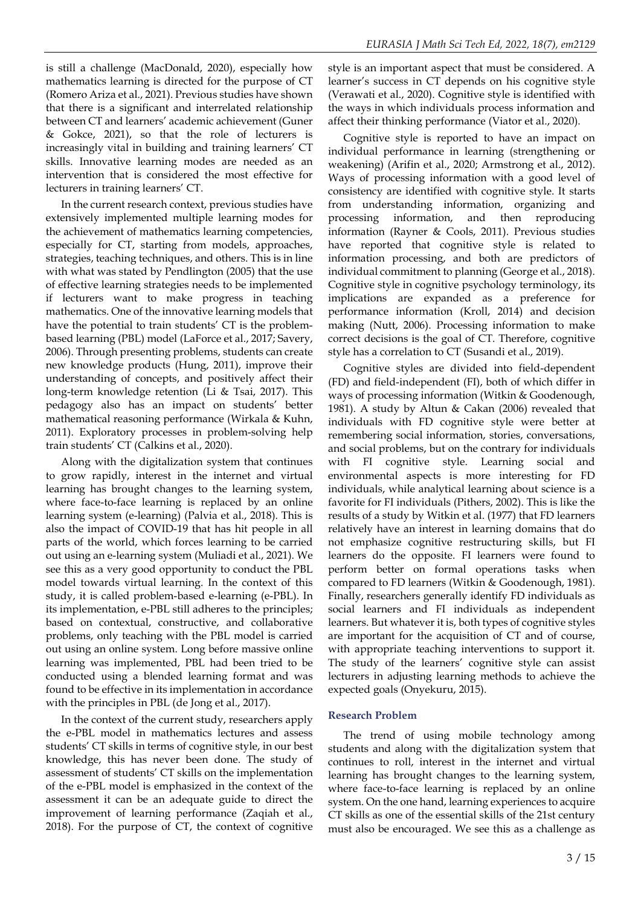is still a challenge (MacDonald, 2020), especially how mathematics learning is directed for the purpose of CT (Romero Ariza et al., 2021). Previous studies have shown that there is a significant and interrelated relationship between CT and learners' academic achievement (Guner & Gokce, 2021), so that the role of lecturers is increasingly vital in building and training learners' CT skills. Innovative learning modes are needed as an intervention that is considered the most effective for lecturers in training learners' CT.

In the current research context, previous studies have extensively implemented multiple learning modes for the achievement of mathematics learning competencies, especially for CT, starting from models, approaches, strategies, teaching techniques, and others. This is in line with what was stated by Pendlington (2005) that the use of effective learning strategies needs to be implemented if lecturers want to make progress in teaching mathematics. One of the innovative learning models that have the potential to train students' CT is the problem-based learning (PBL) model (LaForce et al., 2017; Savery, 2006). Through presenting problems, students can create new knowledge products (Hung, 2011), improve their understanding of concepts, and positively affect their long-term knowledge retention (Li & Tsai, 2017). This pedagogy also has an impact on students' better mathematical reasoning performance (Wirkala & Kuhn, 2011). Exploratory processes in problem-solving help train students' CT (Calkins et al., 2020).

Along with the digitalization system that continues to grow rapidly, interest in the internet and virtual learning has brought changes to the learning system, where face-to-face learning is replaced by an online learning system (e-learning) (Palvia et al., 2018). This is also the impact of COVID-19 that has hit people in all parts of the world, which forces learning to be carried out using an e-learning system (Muliadi et al., 2021). We see this as a very good opportunity to conduct the PBL model towards virtual learning. In the context of this study, it is called problem-based e-learning (e-PBL). In its implementation, e-PBL still adheres to the principles; based on contextual, constructive, and collaborative problems, only teaching with the PBL model is carried out using an online system. Long before massive online learning was implemented, PBL had been tried to be conducted using a blended learning format and was found to be effective in its implementation in accordance with the principles in PBL (de Jong et al., 2017).

In the context of the current study, researchers apply the e-PBL model in mathematics lectures and assess students' CT skills in terms of cognitive style, in our best knowledge, this has never been done. The study of assessment of students' CT skills on the implementation of the e-PBL model is emphasized in the context of the assessment it can be an adequate guide to direct the improvement of learning performance (Zaqiah et al., 2018). For the purpose of CT, the context of cognitive style is an important aspect that must be considered. A learner's success in CT depends on his cognitive style (Verawati et al., 2020). Cognitive style is identified with the ways in which individuals process information and affect their thinking performance (Viator et al., 2020).

Cognitive style is reported to have an impact on individual performance in learning (strengthening or weakening) (Arifin et al., 2020; Armstrong et al., 2012). Ways of processing information with a good level of consistency are identified with cognitive style. It starts from understanding information, organizing and processing information, and then reproducing information (Rayner & Cools, 2011). Previous studies have reported that cognitive style is related to information processing, and both are predictors of individual commitment to planning (George et al., 2018). Cognitive style in cognitive psychology terminology, its implications are expanded as a preference for performance information (Kroll, 2014) and decision making (Nutt, 2006). Processing information to make correct decisions is the goal of CT. Therefore, cognitive style has a correlation to CT (Susandi et al., 2019).

Cognitive styles are divided into field-dependent (FD) and field-independent (FI), both of which differ in ways of processing information (Witkin & Goodenough, 1981). A study by Altun & Cakan (2006) revealed that individuals with FD cognitive style were better at remembering social information, stories, conversations, and social problems, but on the contrary for individuals with FI cognitive style. Learning social and environmental aspects is more interesting for FD individuals, while analytical learning about science is a favorite for FI individuals (Pithers, 2002). This is like the results of a study by Witkin et al. (1977) that FD learners relatively have an interest in learning domains that do not emphasize cognitive restructuring skills, but FI learners do the opposite. FI learners were found to perform better on formal operations tasks when compared to FD learners (Witkin & Goodenough, 1981). Finally, researchers generally identify FD individuals as social learners and FI individuals as independent learners. But whatever it is, both types of cognitive styles are important for the acquisition of CT and of course, with appropriate teaching interventions to support it. The study of the learners' cognitive style can assist lecturers in adjusting learning methods to achieve the expected goals (Onyekuru, 2015).

### Research Problem

The trend of using mobile technology among students and along with the digitalization system that continues to roll, interest in the internet and virtual learning has brought changes to the learning system, where face-to-face learning is replaced by an online system. On the one hand, learning experiences to acquire CT skills as one of the essential skills of the 21st century must also be encouraged. We see this as a challenge as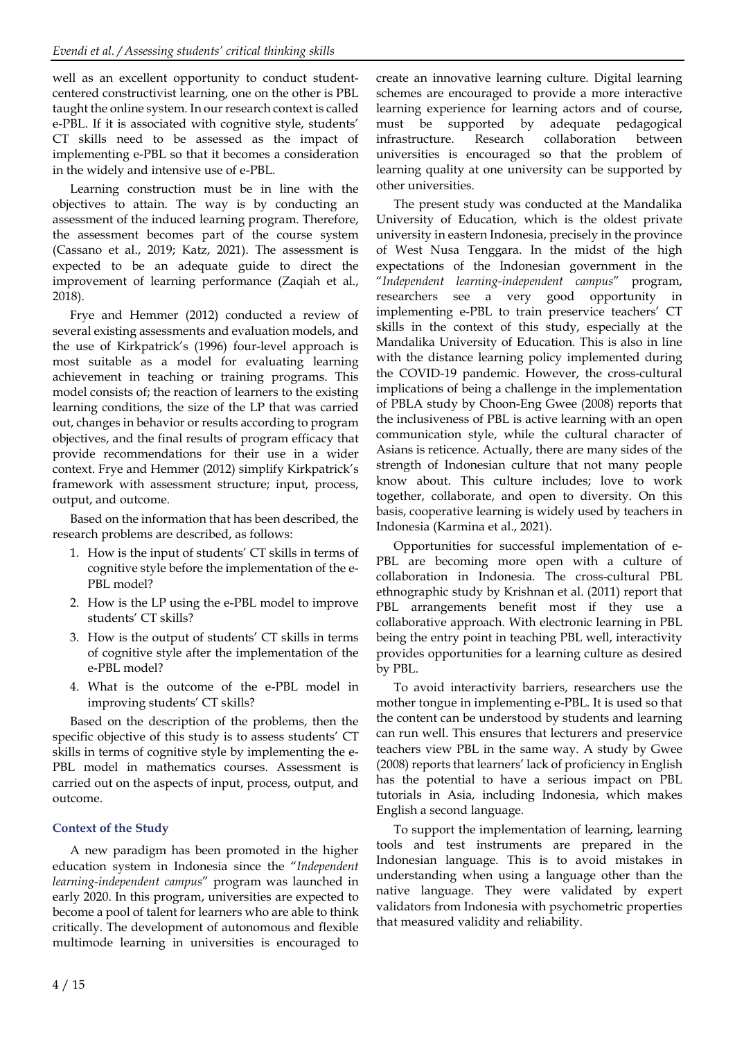well as an excellent opportunity to conduct student-centered constructivist learning, one on the other is PBL taught the online system. In our research context is called e-PBL. If it is associated with cognitive style, students' CT skills need to be assessed as the impact of implementing e-PBL so that it becomes a consideration in the widely and intensive use of e-PBL.

Learning construction must be in line with the objectives to attain. The way is by conducting an assessment of the induced learning program. Therefore, the assessment becomes part of the course system (Cassano et al., 2019; Katz, 2021). The assessment is expected to be an adequate guide to direct the improvement of learning performance (Zaqiah et al., 2018).

Frye and Hemmer (2012) conducted a review of several existing assessments and evaluation models, and the use of Kirkpatrick's (1996) four-level approach is most suitable as a model for evaluating learning achievement in teaching or training programs. This model consists of; the reaction of learners to the existing learning conditions, the size of the LP that was carried out, changes in behavior or results according to program objectives, and the final results of program efficacy that provide recommendations for their use in a wider context. Frye and Hemmer (2012) simplify Kirkpatrick's framework with assessment structure; input, process, output, and outcome.

Based on the information that has been described, the research problems are described, as follows:

1. How is the input of students' CT skills in terms of cognitive style before the implementation of the e-PBL model?
2. How is the LP using the e-PBL model to improve students' CT skills?
3. How is the output of students' CT skills in terms of cognitive style after the implementation of the e-PBL model?
4. What is the outcome of the e-PBL model in improving students' CT skills?

Based on the description of the problems, then the specific objective of this study is to assess students' CT skills in terms of cognitive style by implementing the e-PBL model in mathematics courses. Assessment is carried out on the aspects of input, process, output, and outcome.

## Context of the Study

A new paradigm has been promoted in the higher education system in Indonesia since the "*Independent learning-independent campus*" program was launched in early 2020. In this program, universities are expected to become a pool of talent for learners who are able to think critically. The development of autonomous and flexible multimode learning in universities is encouraged to create an innovative learning culture. Digital learning schemes are encouraged to provide a more interactive learning experience for learning actors and of course, must be supported by adequate pedagogical infrastructure. Research collaboration between universities is encouraged so that the problem of learning quality at one university can be supported by other universities.

The present study was conducted at the Mandalika University of Education, which is the oldest private university in eastern Indonesia, precisely in the province of West Nusa Tenggara. In the midst of the high expectations of the Indonesian government in the "*Independent learning-independent campus*" program, researchers see a very good opportunity in implementing e-PBL to train preservice teachers' CT skills in the context of this study, especially at the Mandalika University of Education. This is also in line with the distance learning policy implemented during the COVID-19 pandemic. However, the cross-cultural implications of being a challenge in the implementation of PBLA study by Choon-Eng Gwee (2008) reports that the inclusiveness of PBL is active learning with an open communication style, while the cultural character of Asians is reticence. Actually, there are many sides of the strength of Indonesian culture that not many people know about. This culture includes; love to work together, collaborate, and open to diversity. On this basis, cooperative learning is widely used by teachers in Indonesia (Karmina et al., 2021).

Opportunities for successful implementation of e-PBL are becoming more open with a culture of collaboration in Indonesia. The cross-cultural PBL ethnographic study by Krishnan et al. (2011) report that PBL arrangements benefit most if they use a collaborative approach. With electronic learning in PBL being the entry point in teaching PBL well, interactivity provides opportunities for a learning culture as desired by PBL.

To avoid interactivity barriers, researchers use the mother tongue in implementing e-PBL. It is used so that the content can be understood by students and learning can run well. This ensures that lecturers and preservice teachers view PBL in the same way. A study by Gwee (2008) reports that learners' lack of proficiency in English has the potential to have a serious impact on PBL tutorials in Asia, including Indonesia, which makes English a second language.

To support the implementation of learning, learning tools and test instruments are prepared in the Indonesian language. This is to avoid mistakes in understanding when using a language other than the native language. They were validated by expert validators from Indonesia with psychometric properties that measured validity and reliability.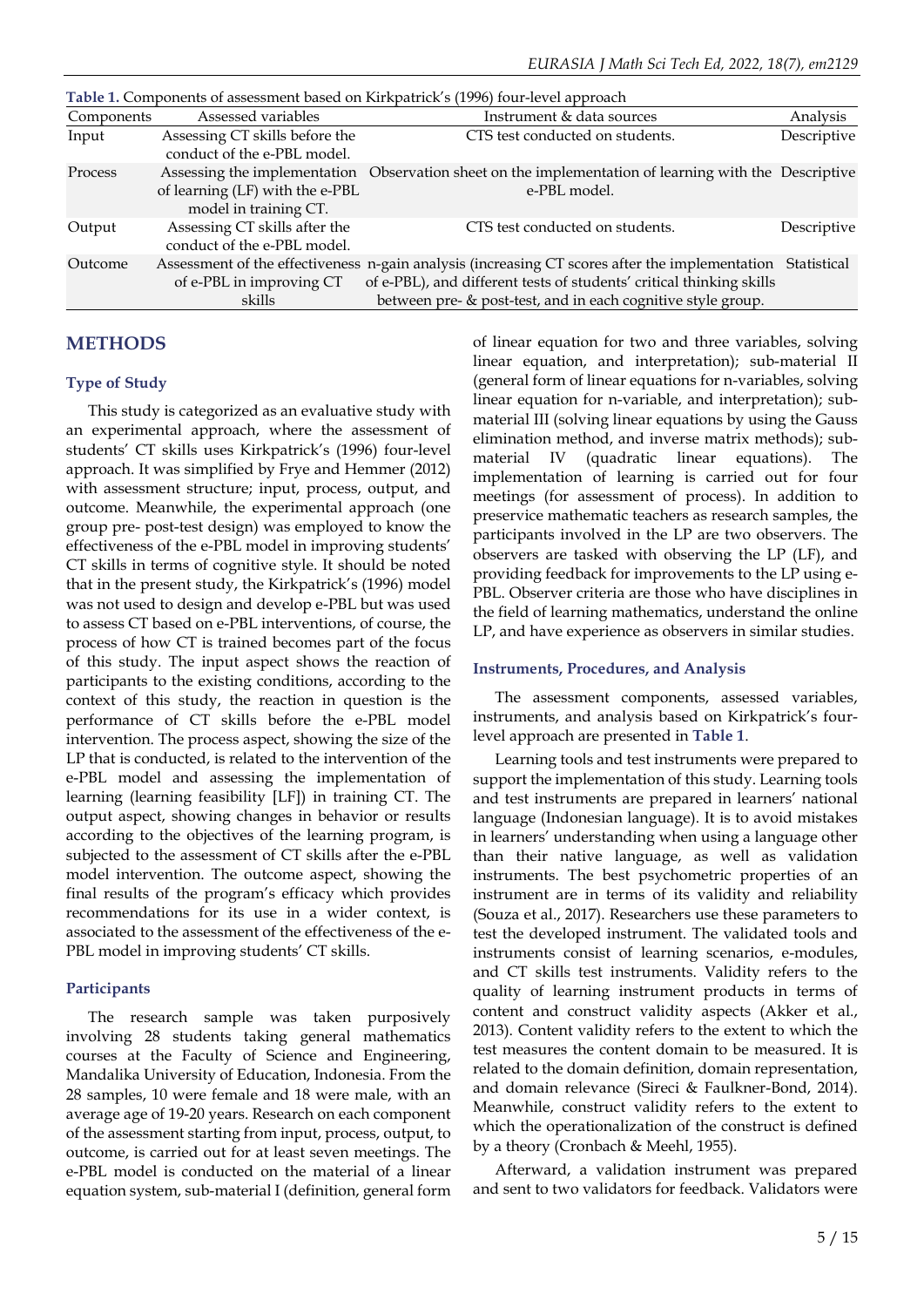**Table 1.** Components of assessment based on Kirkpatrick's (1996) four-level approach

| Components | Assessed variables | Instrument & data sources | Analysis |
|---|---|---|---|
| Input | Assessing CT skills before the conduct of the e-PBL model. | CTS test conducted on students. | Descriptive |
| Process | Assessing the implementation of learning (LF) with the e-PBL model in training CT. | Observation sheet on the implementation of learning with the e-PBL model. | Descriptive |
| Output | Assessing CT skills after the conduct of the e-PBL model. | CTS test conducted on students. | Descriptive |
| Outcome | Assessment of the effectiveness of e-PBL in improving CT skills | n-gain analysis (increasing CT scores after the implementation of e-PBL), and different tests of students' critical thinking skills between pre- & post-test, and in each cognitive style group. | Statistical |

## METHODS

### Type of Study

This study is categorized as an evaluative study with an experimental approach, where the assessment of students' CT skills uses Kirkpatrick's (1996) four-level approach. It was simplified by Frye and Hemmer (2012) with assessment structure; input, process, output, and outcome. Meanwhile, the experimental approach (one group pre- post-test design) was employed to know the effectiveness of the e-PBL model in improving students' CT skills in terms of cognitive style. It should be noted that in the present study, the Kirkpatrick's (1996) model was not used to design and develop e-PBL but was used to assess CT based on e-PBL interventions, of course, the process of how CT is trained becomes part of the focus of this study. The input aspect shows the reaction of participants to the existing conditions, according to the context of this study, the reaction in question is the performance of CT skills before the e-PBL model intervention. The process aspect, showing the size of the LP that is conducted, is related to the intervention of the e-PBL model and assessing the implementation of learning (learning feasibility [LF]) in training CT. The output aspect, showing changes in behavior or results according to the objectives of the learning program, is subjected to the assessment of CT skills after the e-PBL model intervention. The outcome aspect, showing the final results of the program's efficacy which provides recommendations for its use in a wider context, is associated to the assessment of the effectiveness of the e-PBL model in improving students' CT skills.

### Participants

The research sample was taken purposively involving 28 students taking general mathematics courses at the Faculty of Science and Engineering, Mandalika University of Education, Indonesia. From the 28 samples, 10 were female and 18 were male, with an average age of 19-20 years. Research on each component of the assessment starting from input, process, output, to outcome, is carried out for at least seven meetings. The e-PBL model is conducted on the material of a linear equation system, sub-material I (definition, general form of linear equation for two and three variables, solving linear equation, and interpretation); sub-material II (general form of linear equations for n-variables, solving linear equation for n-variable, and interpretation); sub-material III (solving linear equations by using the Gauss elimination method, and inverse matrix methods); sub-material IV (quadratic linear equations). The implementation of learning is carried out for four meetings (for assessment of process). In addition to preservice mathematic teachers as research samples, the participants involved in the LP are two observers. The observers are tasked with observing the LP (LF), and providing feedback for improvements to the LP using e-PBL. Observer criteria are those who have disciplines in the field of learning mathematics, understand the online LP, and have experience as observers in similar studies.

### Instruments, Procedures, and Analysis

The assessment components, assessed variables, instruments, and analysis based on Kirkpatrick's four-level approach are presented in **Table 1**.

Learning tools and test instruments were prepared to support the implementation of this study. Learning tools and test instruments are prepared in learners' national language (Indonesian language). It is to avoid mistakes in learners' understanding when using a language other than their native language, as well as validation instruments. The best psychometric properties of an instrument are in terms of its validity and reliability (Souza et al., 2017). Researchers use these parameters to test the developed instrument. The validated tools and instruments consist of learning scenarios, e-modules, and CT skills test instruments. Validity refers to the quality of learning instrument products in terms of content and construct validity aspects (Akker et al., 2013). Content validity refers to the extent to which the test measures the content domain to be measured. It is related to the domain definition, domain representation, and domain relevance (Sireci & Faulkner-Bond, 2014). Meanwhile, construct validity refers to the extent to which the operationalization of the construct is defined by a theory (Cronbach & Meehl, 1955).

Afterward, a validation instrument was prepared and sent to two validators for feedback. Validators were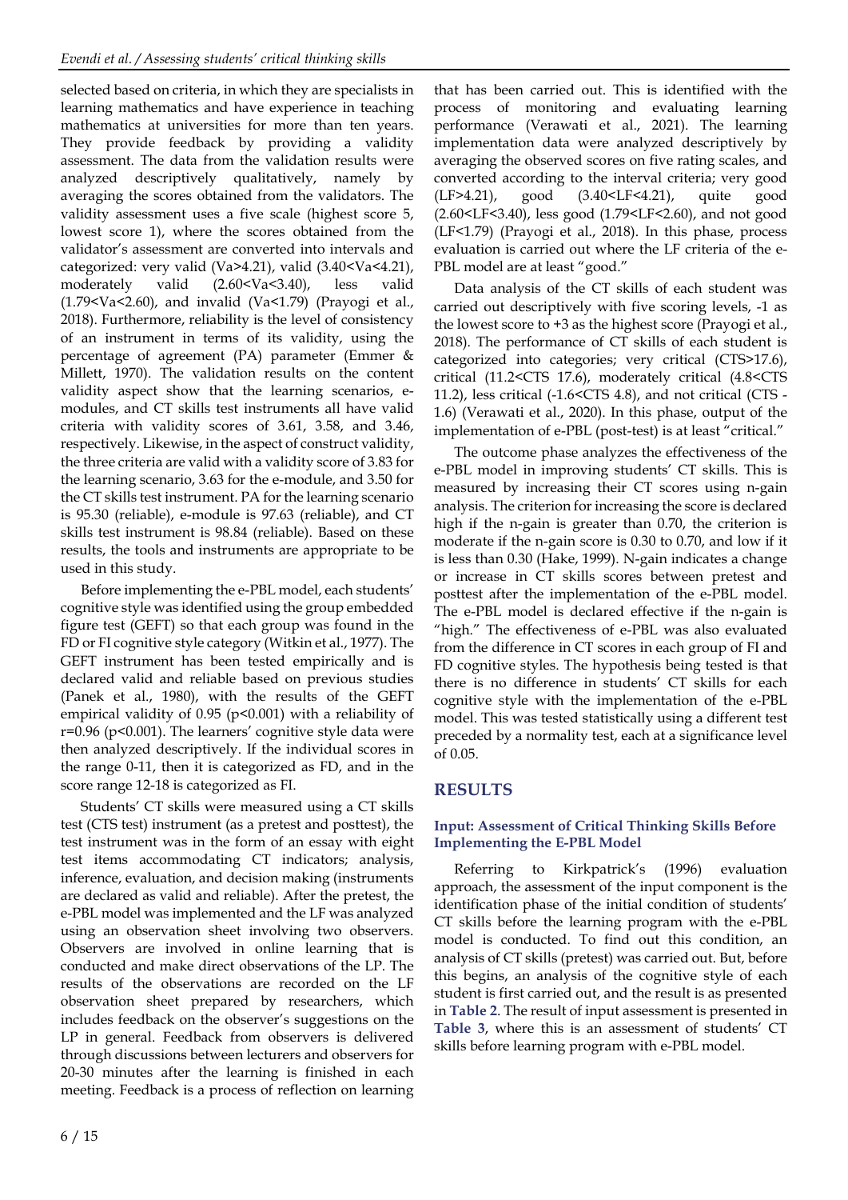selected based on criteria, in which they are specialists in learning mathematics and have experience in teaching mathematics at universities for more than ten years. They provide feedback by providing a validity assessment. The data from the validation results were analyzed descriptively qualitatively, namely by averaging the scores obtained from the validators. The validity assessment uses a five scale (highest score 5, lowest score 1), where the scores obtained from the validator's assessment are converted into intervals and categorized: very valid (Va>4.21), valid (3.40<Va<4.21), moderately valid (2.60<Va<3.40), less valid (1.79<Va<2.60), and invalid (Va<1.79) (Prayogi et al., 2018). Furthermore, reliability is the level of consistency of an instrument in terms of its validity, using the percentage of agreement (PA) parameter (Emmer & Millett, 1970). The validation results on the content validity aspect show that the learning scenarios, e-modules, and CT skills test instruments all have valid criteria with validity scores of 3.61, 3.58, and 3.46, respectively. Likewise, in the aspect of construct validity, the three criteria are valid with a validity score of 3.83 for the learning scenario, 3.63 for the e-module, and 3.50 for the CT skills test instrument. PA for the learning scenario is 95.30 (reliable), e-module is 97.63 (reliable), and CT skills test instrument is 98.84 (reliable). Based on these results, the tools and instruments are appropriate to be used in this study.

Before implementing the e-PBL model, each students' cognitive style was identified using the group embedded figure test (GEFT) so that each group was found in the FD or FI cognitive style category (Witkin et al., 1977). The GEFT instrument has been tested empirically and is declared valid and reliable based on previous studies (Panek et al., 1980), with the results of the GEFT empirical validity of 0.95 ($p<0.001$) with a reliability of $r=0.96$ ($p<0.001$). The learners' cognitive style data were then analyzed descriptively. If the individual scores in the range 0-11, then it is categorized as FD, and in the score range 12-18 is categorized as FI.

Students' CT skills were measured using a CT skills test (CTS test) instrument (as a pretest and posttest), the test instrument was in the form of an essay with eight test items accommodating CT indicators; analysis, inference, evaluation, and decision making (instruments are declared as valid and reliable). After the pretest, the e-PBL model was implemented and the LF was analyzed using an observation sheet involving two observers. Observers are involved in online learning that is conducted and make direct observations of the LP. The results of the observations are recorded on the LF observation sheet prepared by researchers, which includes feedback on the observer's suggestions on the LP in general. Feedback from observers is delivered through discussions between lecturers and observers for 20-30 minutes after the learning is finished in each meeting. Feedback is a process of reflection on learning that has been carried out. This is identified with the process of monitoring and evaluating learning performance (Verawati et al., 2021). The learning implementation data were analyzed descriptively by averaging the observed scores on five rating scales, and converted according to the interval criteria; very good (LF>4.21), good (3.40<LF<4.21), quite good (2.60<LF<3.40), less good (1.79<LF<2.60), and not good (LF<1.79) (Prayogi et al., 2018). In this phase, process evaluation is carried out where the LF criteria of the e-PBL model are at least "good."

Data analysis of the CT skills of each student was carried out descriptively with five scoring levels, -1 as the lowest score to +3 as the highest score (Prayogi et al., 2018). The performance of CT skills of each student is categorized into categories; very critical (CTS>17.6), critical (11.2<CTS 17.6), moderately critical (4.8<CTS 11.2), less critical (-1.6<CTS 4.8), and not critical (CTS -1.6) (Verawati et al., 2020). In this phase, output of the implementation of e-PBL (post-test) is at least "critical."

The outcome phase analyzes the effectiveness of the e-PBL model in improving students' CT skills. This is measured by increasing their CT scores using n-gain analysis. The criterion for increasing the score is declared high if the n-gain is greater than 0.70, the criterion is moderate if the n-gain score is 0.30 to 0.70, and low if it is less than 0.30 (Hake, 1999). N-gain indicates a change or increase in CT skills scores between pretest and posttest after the implementation of the e-PBL model. The e-PBL model is declared effective if the n-gain is "high." The effectiveness of e-PBL was also evaluated from the difference in CT scores in each group of FI and FD cognitive styles. The hypothesis being tested is that there is no difference in students' CT skills for each cognitive style with the implementation of the e-PBL model. This was tested statistically using a different test preceded by a normality test, each at a significance level of 0.05.

## RESULTS

### Input: Assessment of Critical Thinking Skills Before Implementing the E-PBL Model

Referring to Kirkpatrick's (1996) evaluation approach, the assessment of the input component is the identification phase of the initial condition of students' CT skills before the learning program with the e-PBL model is conducted. To find out this condition, an analysis of CT skills (pretest) was carried out. But, before this begins, an analysis of the cognitive style of each student is first carried out, and the result is as presented in **Table 2**. The result of input assessment is presented in **Table 3**, where this is an assessment of students' CT skills before learning program with e-PBL model.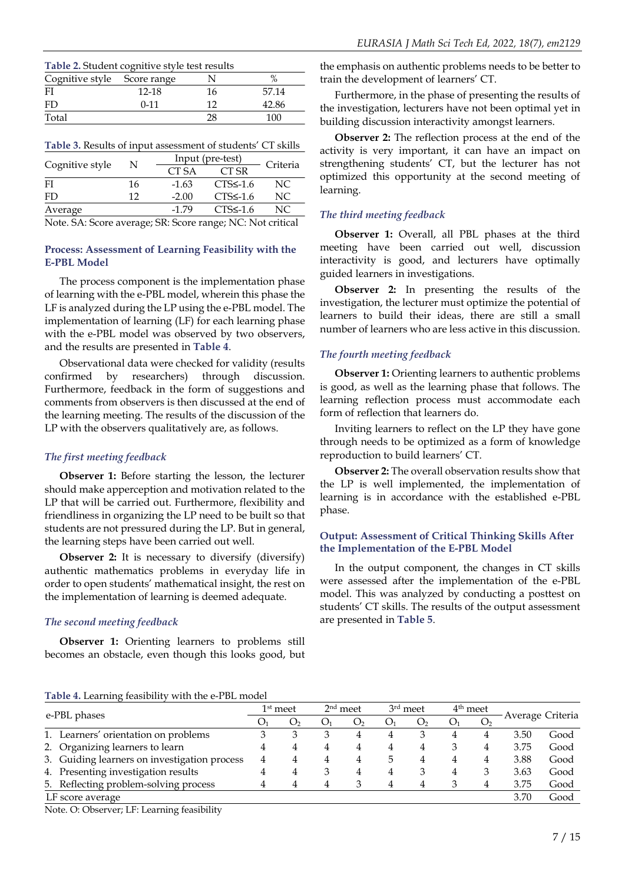**Table 2.** Student cognitive style test results

| Cognitive style | Score range | N | % |
|---|---|---|---|
| FI | 12-18 | 16 | 57.14 |
| FD | 0-11 | 12 | 42.86 |
| Total | | 28 | 100 |

**Table 3.** Results of input assessment of students' CT skills

| Cognitive style | N | Input (pre-test) | | Criteria |
|---|---|---|---|---|
| | | CT SA | CT SR | |
| FI | 16 | -1.63 | CTS≤-1.6 | NC |
| FD | 12 | -2.00 | CTS≤-1.6 | NC |
| Average | | -1.79 | CTS≤-1.6 | NC |

Note. SA: Score average; SR: Score range; NC: Not critical

### Process: Assessment of Learning Feasibility with the E-PBL Model

The process component is the implementation phase of learning with the e-PBL model, wherein this phase the LF is analyzed during the LP using the e-PBL model. The implementation of learning (LF) for each learning phase with the e-PBL model was observed by two observers, and the results are presented in **Table 4**.

Observational data were checked for validity (results confirmed by researchers) through discussion. Furthermore, feedback in the form of suggestions and comments from observers is then discussed at the end of the learning meeting. The results of the discussion of the LP with the observers qualitatively are, as follows.

#### *The first meeting feedback*

**Observer 1:** Before starting the lesson, the lecturer should make apperception and motivation related to the LP that will be carried out. Furthermore, flexibility and friendliness in organizing the LP need to be built so that students are not pressured during the LP. But in general, the learning steps have been carried out well.

**Observer 2:** It is necessary to diversify (diversify) authentic mathematics problems in everyday life in order to open students' mathematical insight, the rest on the implementation of learning is deemed adequate.

#### *The second meeting feedback*

**Observer 1:** Orienting learners to problems still becomes an obstacle, even though this looks good, but the emphasis on authentic problems needs to be better to train the development of learners' CT.

Furthermore, in the phase of presenting the results of the investigation, lecturers have not been optimal yet in building discussion interactivity amongst learners.

**Observer 2:** The reflection process at the end of the activity is very important, it can have an impact on strengthening students' CT, but the lecturer has not optimized this opportunity at the second meeting of learning.

#### *The third meeting feedback*

**Observer 1:** Overall, all PBL phases at the third meeting have been carried out well, discussion interactivity is good, and lecturers have optimally guided learners in investigations.

**Observer 2:** In presenting the results of the investigation, the lecturer must optimize the potential of learners to build their ideas, there are still a small number of learners who are less active in this discussion.

#### *The fourth meeting feedback*

**Observer 1:** Orienting learners to authentic problems is good, as well as the learning phase that follows. The learning reflection process must accommodate each form of reflection that learners do.

Inviting learners to reflect on the LP they have gone through needs to be optimized as a form of knowledge reproduction to build learners' CT.

**Observer 2:** The overall observation results show that the LP is well implemented, the implementation of learning is in accordance with the established e-PBL phase.

### Output: Assessment of Critical Thinking Skills After the Implementation of the E-PBL Model

In the output component, the changes in CT skills were assessed after the implementation of the e-PBL model. This was analyzed by conducting a posttest on students' CT skills. The results of the output assessment are presented in **Table 5**.

**Table 4.** Learning feasibility with the e-PBL model

| e-PBL phases | 1st meet | | 2nd meet | | 3rd meet | | 4th meet | | Average | Criteria |
|---|---|---|---|---|---|---|---|---|---|---|
| | $O_1$ | $O_2$ | $O_1$ | $O_2$ | $O_1$ | $O_2$ | $O_1$ | $O_2$ | | |
| 1. Learners' orientation on problems | 3 | 3 | 3 | 4 | 4 | 3 | 4 | 4 | 3.50 | Good |
| 2. Organizing learners to learn | 4 | 4 | 4 | 4 | 4 | 4 | 3 | 4 | 3.75 | Good |
| 3. Guiding learners on investigation process | 4 | 4 | 4 | 4 | 5 | 4 | 4 | 4 | 3.88 | Good |
| 4. Presenting investigation results | 4 | 4 | 3 | 4 | 4 | 3 | 4 | 3 | 3.63 | Good |
| 5. Reflecting problem-solving process | 4 | 4 | 4 | 3 | 4 | 4 | 3 | 4 | 3.75 | Good |
| LF score average | | | | | | | | | 3.70 | Good |

Note. O: Observer; LF: Learning feasibility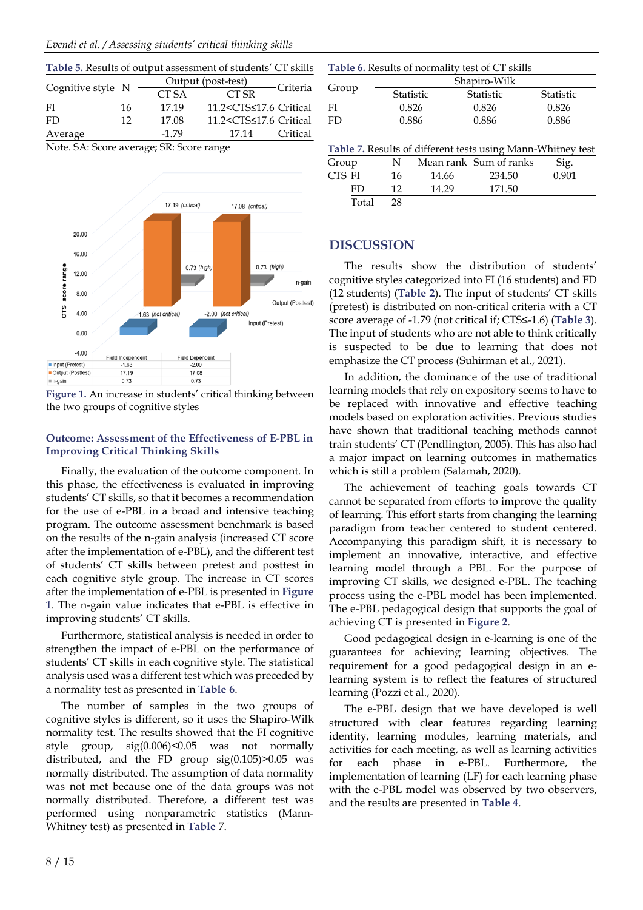**Table 5.** Results of output assessment of students' CT skills

| Cognitive style | N | Output (post-test) | | Criteria |
|---|---|---|---|---|
| | | CT SA | CT SR | |
| FI | 16 | 17.19 | 11.2<CTS≤17.6 | Critical |
| FD | 12 | 17.08 | 11.2<CTS≤17.6 | Critical |
| Average | | -1.79 | 17.14 | Critical |

Note. SA: Score average; SR: Score range

| | Field Independent | Field Dependent |
|---|---|---|
| Input (Pretest) | -1.63 | -2.00 |
| Output (Posttest) | 17.19 | 17.08 |
| n-gain | 0.73 | 0.73 |

**Figure 1.** An increase in students' critical thinking between the two groups of cognitive styles

### Outcome: Assessment of the Effectiveness of E-PBL in Improving Critical Thinking Skills

Finally, the evaluation of the outcome component. In this phase, the effectiveness is evaluated in improving students' CT skills, so that it becomes a recommendation for the use of e-PBL in a broad and intensive teaching program. The outcome assessment benchmark is based on the results of the n-gain analysis (increased CT score after the implementation of e-PBL), and the different test of students' CT skills between pretest and posttest in each cognitive style group. The increase in CT scores after the implementation of e-PBL is presented in **Figure 1**. The n-gain value indicates that e-PBL is effective in improving students' CT skills.

Furthermore, statistical analysis is needed in order to strengthen the impact of e-PBL on the performance of students' CT skills in each cognitive style. The statistical analysis used was a different test which was preceded by a normality test as presented in **Table 6**.

The number of samples in the two groups of cognitive styles is different, so it uses the Shapiro-Wilk normality test. The results showed that the FI cognitive style group, sig(0.006)<0.05 was not normally distributed, and the FD group sig(0.105)>0.05 was normally distributed. The assumption of data normality was not met because one of the data groups was not normally distributed. Therefore, a different test was performed using nonparametric statistics (Mann-Whitney test) as presented in **Table 7**.

**Table 6.** Results of normality test of CT skills

| Group | Shapiro-Wilk | | |
|---|---|---|---|
| | Statistic | Statistic | Statistic |
| FI | 0.826 | 0.826 | 0.826 |
| FD | 0.886 | 0.886 | 0.886 |

**Table 7.** Results of different tests using Mann-Whitney test

| Group | | N | Mean rank | Sum of ranks | Sig. |
|---|---|---|---|---|---|
| CTS | FI | 16 | 14.66 | 234.50 | 0.901 |
| | FD | 12 | 14.29 | 171.50 | |
| | Total | 28 | | | |

## DISCUSSION

The results show the distribution of students' cognitive styles categorized into FI (16 students) and FD (12 students) (**Table 2**). The input of students' CT skills (pretest) is distributed on non-critical criteria with a CT score average of -1.79 (not critical if; CTS≤-1.6) (**Table 3**). The input of students who are not able to think critically is suspected to be due to learning that does not emphasize the CT process (Suhirman et al., 2021).

In addition, the dominance of the use of traditional learning models that rely on expository seems to have to be replaced with innovative and effective teaching models based on exploration activities. Previous studies have shown that traditional teaching methods cannot train students' CT (Pendlington, 2005). This has also had a major impact on learning outcomes in mathematics which is still a problem (Salamah, 2020).

The achievement of teaching goals towards CT cannot be separated from efforts to improve the quality of learning. This effort starts from changing the learning paradigm from teacher centered to student centered. Accompanying this paradigm shift, it is necessary to implement an innovative, interactive, and effective learning model through a PBL. For the purpose of improving CT skills, we designed e-PBL. The teaching process using the e-PBL model has been implemented. The e-PBL pedagogical design that supports the goal of achieving CT is presented in **Figure 2**.

Good pedagogical design in e-learning is one of the guarantees for achieving learning objectives. The requirement for a good pedagogical design in an e-learning system is to reflect the features of structured learning (Pozzi et al., 2020).

The e-PBL design that we have developed is well structured with clear features regarding learning identity, learning modules, learning materials, and activities for each meeting, as well as learning activities for each phase in e-PBL. Furthermore, the implementation of learning (LF) for each learning phase with the e-PBL model was observed by two observers, and the results are presented in **Table 4**.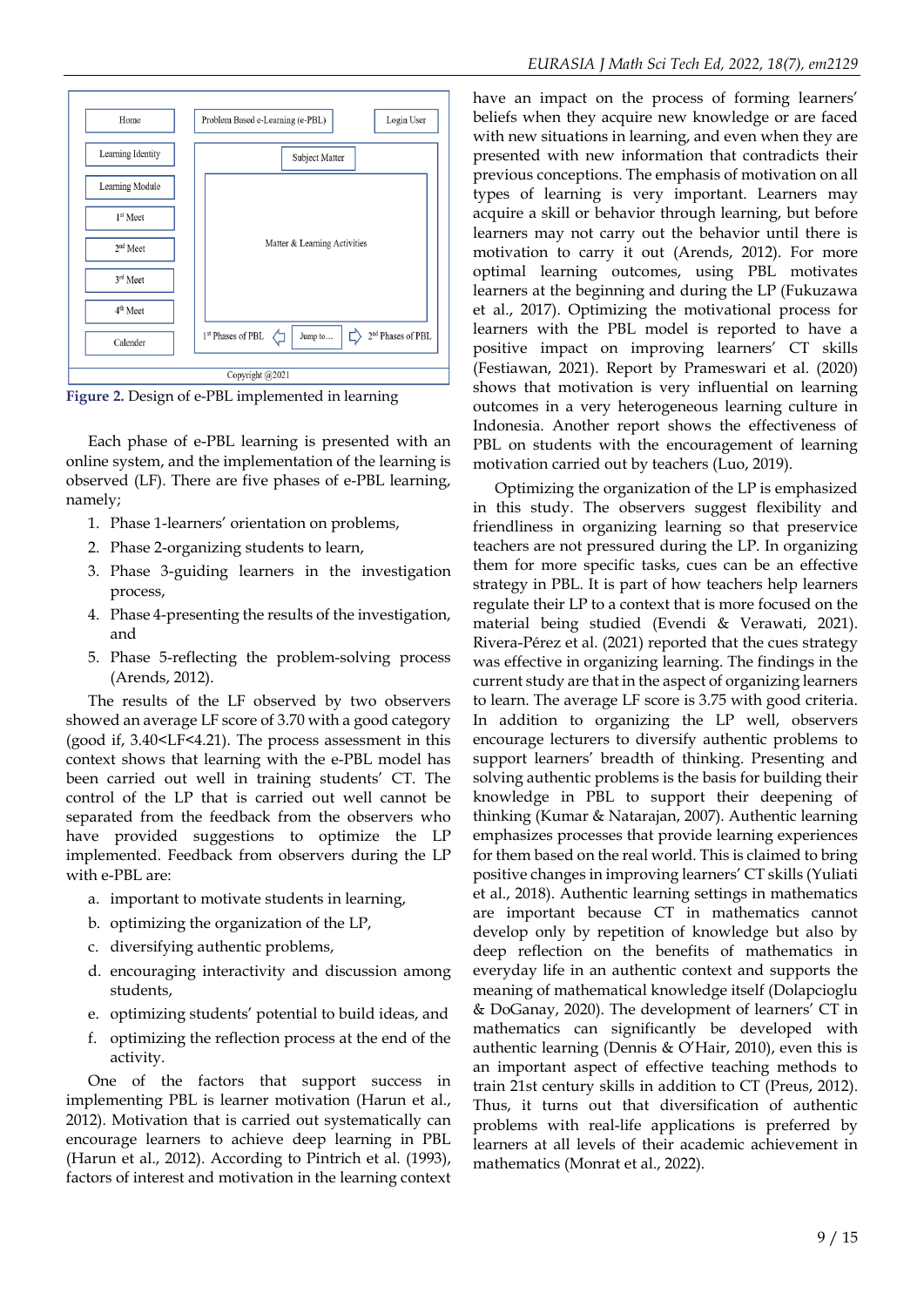Figure 2. Design of e-PBL implemented in learning

Each phase of e-PBL learning is presented with an online system, and the implementation of the learning is observed (LF). There are five phases of e-PBL learning, namely;

1. Phase 1-learners' orientation on problems,
2. Phase 2-organizing students to learn,
3. Phase 3-guiding learners in the investigation process,
4. Phase 4-presenting the results of the investigation, and
5. Phase 5-reflecting the problem-solving process (Arends, 2012).

The results of the LF observed by two observers showed an average LF score of 3.70 with a good category (good if, 3.40<LF<4.21). The process assessment in this context shows that learning with the e-PBL model has been carried out well in training students' CT. The control of the LP that is carried out well cannot be separated from the feedback from the observers who have provided suggestions to optimize the LP implemented. Feedback from observers during the LP with e-PBL are:

a. important to motivate students in learning,
b. optimizing the organization of the LP,
c. diversifying authentic problems,
d. encouraging interactivity and discussion among students,
e. optimizing students' potential to build ideas, and
f. optimizing the reflection process at the end of the activity.

One of the factors that support success in implementing PBL is learner motivation (Harun et al., 2012). Motivation that is carried out systematically can encourage learners to achieve deep learning in PBL (Harun et al., 2012). According to Pintrich et al. (1993), factors of interest and motivation in the learning context have an impact on the process of forming learners' beliefs when they acquire new knowledge or are faced with new situations in learning, and even when they are presented with new information that contradicts their previous conceptions. The emphasis of motivation on all types of learning is very important. Learners may acquire a skill or behavior through learning, but before learners may not carry out the behavior until there is motivation to carry it out (Arends, 2012). For more optimal learning outcomes, using PBL motivates learners at the beginning and during the LP (Fukuzawa et al., 2017). Optimizing the motivational process for learners with the PBL model is reported to have a positive impact on improving learners' CT skills (Festiawan, 2021). Report by Prameswari et al. (2020) shows that motivation is very influential on learning outcomes in a very heterogeneous learning culture in Indonesia. Another report shows the effectiveness of PBL on students with the encouragement of learning motivation carried out by teachers (Luo, 2019).

Optimizing the organization of the LP is emphasized in this study. The observers suggest flexibility and friendliness in organizing learning so that preservice teachers are not pressured during the LP. In organizing them for more specific tasks, cues can be an effective strategy in PBL. It is part of how teachers help learners regulate their LP to a context that is more focused on the material being studied (Evendi & Verawati, 2021). Rivera-Pérez et al. (2021) reported that the cues strategy was effective in organizing learning. The findings in the current study are that in the aspect of organizing learners to learn. The average LF score is 3.75 with good criteria. In addition to organizing the LP well, observers encourage lecturers to diversify authentic problems to support learners' breadth of thinking. Presenting and solving authentic problems is the basis for building their knowledge in PBL to support their deepening of thinking (Kumar & Natarajan, 2007). Authentic learning emphasizes processes that provide learning experiences for them based on the real world. This is claimed to bring positive changes in improving learners' CT skills (Yuliati et al., 2018). Authentic learning settings in mathematics are important because CT in mathematics cannot develop only by repetition of knowledge but also by deep reflection on the benefits of mathematics in everyday life in an authentic context and supports the meaning of mathematical knowledge itself (Dolapcioglu & DoGanay, 2020). The development of learners' CT in mathematics can significantly be developed with authentic learning (Dennis & O'Hair, 2010), even this is an important aspect of effective teaching methods to train 21st century skills in addition to CT (Preus, 2012). Thus, it turns out that diversification of authentic problems with real-life applications is preferred by learners at all levels of their academic achievement in mathematics (Monrat et al., 2022).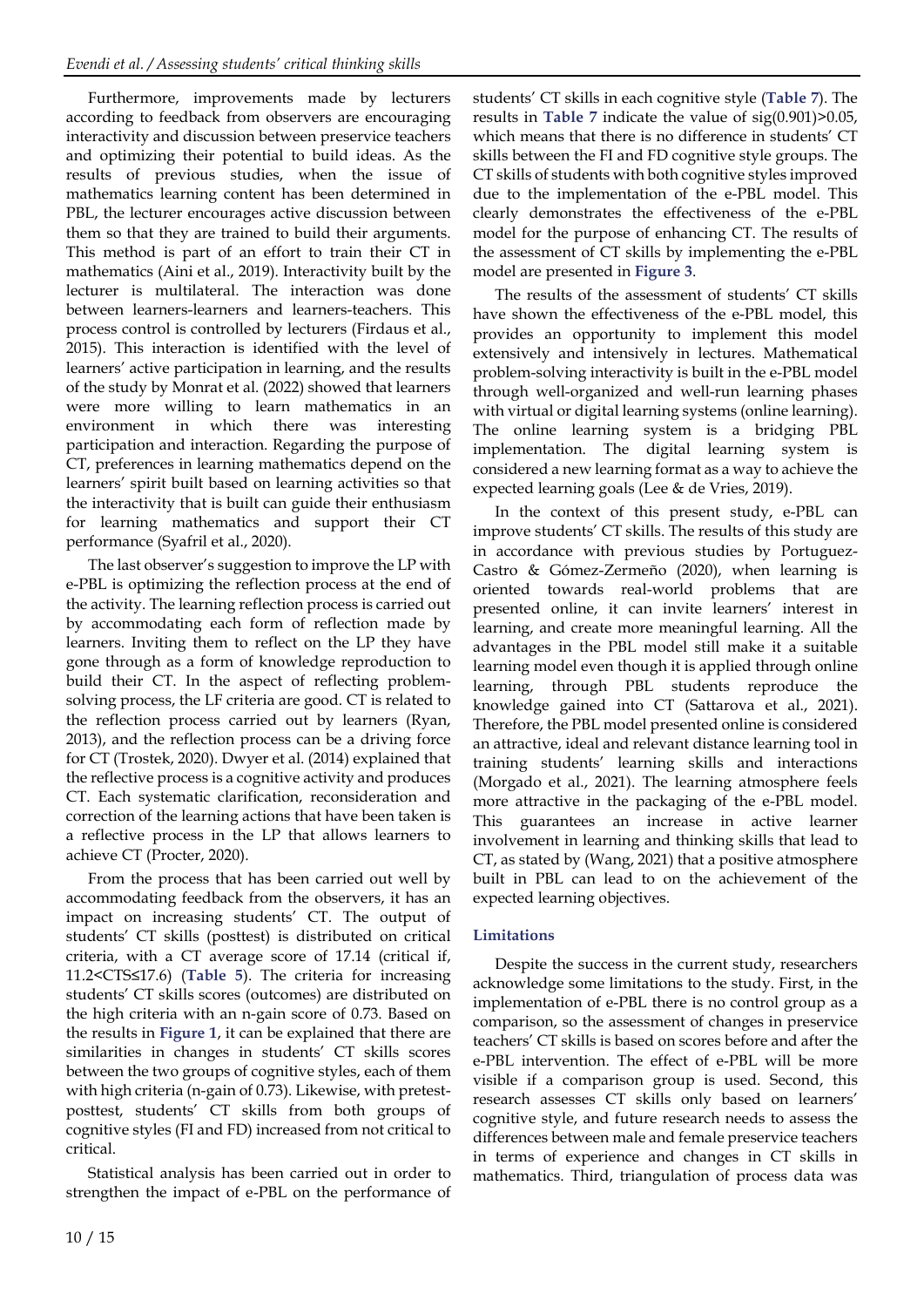Furthermore, improvements made by lecturers according to feedback from observers are encouraging interactivity and discussion between preservice teachers and optimizing their potential to build ideas. As the results of previous studies, when the issue of mathematics learning content has been determined in PBL, the lecturer encourages active discussion between them so that they are trained to build their arguments. This method is part of an effort to train their CT in mathematics (Aini et al., 2019). Interactivity built by the lecturer is multilateral. The interaction was done between learners-learners and learners-teachers. This process control is controlled by lecturers (Firdaus et al., 2015). This interaction is identified with the level of learners' active participation in learning, and the results of the study by Monrat et al. (2022) showed that learners were more willing to learn mathematics in an environment in which there was interesting participation and interaction. Regarding the purpose of CT, preferences in learning mathematics depend on the learners' spirit built based on learning activities so that the interactivity that is built can guide their enthusiasm for learning mathematics and support their CT performance (Syafril et al., 2020).

The last observer's suggestion to improve the LP with e-PBL is optimizing the reflection process at the end of the activity. The learning reflection process is carried out by accommodating each form of reflection made by learners. Inviting them to reflect on the LP they have gone through as a form of knowledge reproduction to build their CT. In the aspect of reflecting problem-solving process, the LF criteria are good. CT is related to the reflection process carried out by learners (Ryan, 2013), and the reflection process can be a driving force for CT (Trostek, 2020). Dwyer et al. (2014) explained that the reflective process is a cognitive activity and produces CT. Each systematic clarification, reconsideration and correction of the learning actions that have been taken is a reflective process in the LP that allows learners to achieve CT (Procter, 2020).

From the process that has been carried out well by accommodating feedback from the observers, it has an impact on increasing students' CT. The output of students' CT skills (posttest) is distributed on critical criteria, with a CT average score of 17.14 (critical if, 11.2<CTS≤17.6) (**Table 5**). The criteria for increasing students' CT skills scores (outcomes) are distributed on the high criteria with an n-gain score of 0.73. Based on the results in **Figure 1**, it can be explained that there are similarities in changes in students' CT skills scores between the two groups of cognitive styles, each of them with high criteria (n-gain of 0.73). Likewise, with pretest-posttest, students' CT skills from both groups of cognitive styles (FI and FD) increased from not critical to critical.

Statistical analysis has been carried out in order to strengthen the impact of e-PBL on the performance of students' CT skills in each cognitive style (**Table 7**). The results in **Table 7** indicate the value of sig(0.901)>0.05, which means that there is no difference in students' CT skills between the FI and FD cognitive style groups. The CT skills of students with both cognitive styles improved due to the implementation of the e-PBL model. This clearly demonstrates the effectiveness of the e-PBL model for the purpose of enhancing CT. The results of the assessment of CT skills by implementing the e-PBL model are presented in **Figure 3**.

The results of the assessment of students' CT skills have shown the effectiveness of the e-PBL model, this provides an opportunity to implement this model extensively and intensively in lectures. Mathematical problem-solving interactivity is built in the e-PBL model through well-organized and well-run learning phases with virtual or digital learning systems (online learning). The online learning system is a bridging PBL implementation. The digital learning system is considered a new learning format as a way to achieve the expected learning goals (Lee & de Vries, 2019).

In the context of this present study, e-PBL can improve students' CT skills. The results of this study are in accordance with previous studies by Portuguez-Castro & Gómez-Zermeño (2020), when learning is oriented towards real-world problems that are presented online, it can invite learners' interest in learning, and create more meaningful learning. All the advantages in the PBL model still make it a suitable learning model even though it is applied through online learning, through PBL students reproduce the knowledge gained into CT (Sattarova et al., 2021). Therefore, the PBL model presented online is considered an attractive, ideal and relevant distance learning tool in training students' learning skills and interactions (Morgado et al., 2021). The learning atmosphere feels more attractive in the packaging of the e-PBL model. This guarantees an increase in active learner involvement in learning and thinking skills that lead to CT, as stated by (Wang, 2021) that a positive atmosphere built in PBL can lead to on the achievement of the expected learning objectives.

### Limitations

Despite the success in the current study, researchers acknowledge some limitations to the study. First, in the implementation of e-PBL there is no control group as a comparison, so the assessment of changes in preservice teachers' CT skills is based on scores before and after the e-PBL intervention. The effect of e-PBL will be more visible if a comparison group is used. Second, this research assesses CT skills only based on learners' cognitive style, and future research needs to assess the differences between male and female preservice teachers in terms of experience and changes in CT skills in mathematics. Third, triangulation of process data was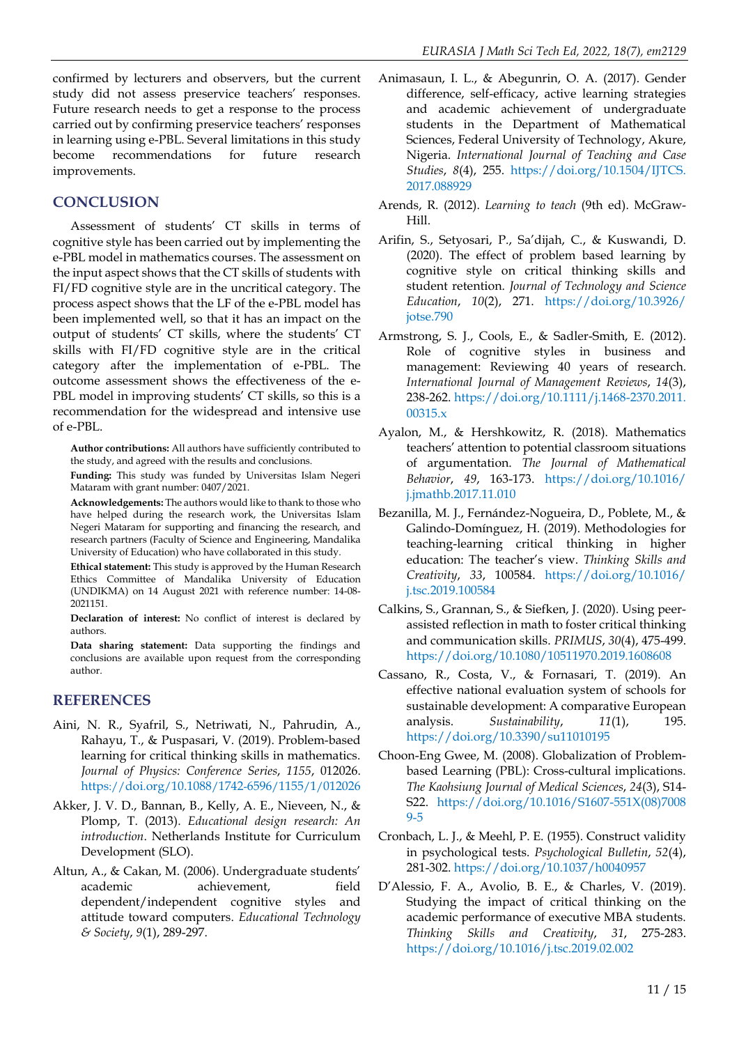confirmed by lecturers and observers, but the current study did not assess preservice teachers' responses. Future research needs to get a response to the process carried out by confirming preservice teachers' responses in learning using e-PBL. Several limitations in this study become recommendations for future research improvements.

## CONCLUSION

Assessment of students' CT skills in terms of cognitive style has been carried out by implementing the e-PBL model in mathematics courses. The assessment on the input aspect shows that the CT skills of students with FI/FD cognitive style are in the uncritical category. The process aspect shows that the LF of the e-PBL model has been implemented well, so that it has an impact on the output of students' CT skills, where the students' CT skills with FI/FD cognitive style are in the critical category after the implementation of e-PBL. The outcome assessment shows the effectiveness of the e-PBL model in improving students' CT skills, so this is a recommendation for the widespread and intensive use of e-PBL.

**Author contributions:** All authors have sufficiently contributed to the study, and agreed with the results and conclusions.

**Funding:** This study was funded by Universitas Islam Negeri Mataram with grant number: 0407/2021.

**Acknowledgements:** The authors would like to thank to those who have helped during the research work, the Universitas Islam Negeri Mataram for supporting and financing the research, and research partners (Faculty of Science and Engineering, Mandalika University of Education) who have collaborated in this study.

**Ethical statement:** This study is approved by the Human Research Ethics Committee of Mandalika University of Education (UNDIKMA) on 14 August 2021 with reference number: 14-08-2021151.

**Declaration of interest:** No conflict of interest is declared by authors.

**Data sharing statement:** Data supporting the findings and conclusions are available upon request from the corresponding author.

## REFERENCES

Aini, N. R., Syafril, S., Netriwati, N., Pahrudin, A., Rahayu, T., & Puspasari, V. (2019). Problem-based learning for critical thinking skills in mathematics. *Journal of Physics: Conference Series*, *1155*, 012026. https://doi.org/10.1088/1742-6596/1155/1/012026

Akker, J. V. D., Bannan, B., Kelly, A. E., Nieveen, N., & Plomp, T. (2013). *Educational design research: An introduction*. Netherlands Institute for Curriculum Development (SLO).

Altun, A., & Cakan, M. (2006). Undergraduate students' academic achievement, field dependent/independent cognitive styles and attitude toward computers. *Educational Technology & Society*, *9*(1), 289-297.

Animasaun, I. L., & Abegunrin, O. A. (2017). Gender difference, self-efficacy, active learning strategies and academic achievement of undergraduate students in the Department of Mathematical Sciences, Federal University of Technology, Akure, Nigeria. *International Journal of Teaching and Case Studies*, *8*(4), 255. https://doi.org/10.1504/IJTCS.2017.088929

Arends, R. (2012). *Learning to teach* (9th ed). McGraw-Hill.

Arifin, S., Setyosari, P., Sa'dijah, C., & Kuswandi, D. (2020). The effect of problem based learning by cognitive style on critical thinking skills and student retention. *Journal of Technology and Science Education*, *10*(2), 271. https://doi.org/10.3926/jotse.790

Armstrong, S. J., Cools, E., & Sadler-Smith, E. (2012). Role of cognitive styles in business and management: Reviewing 40 years of research. *International Journal of Management Reviews*, *14*(3), 238-262. https://doi.org/10.1111/j.1468-2370.2011.00315.x

Ayalon, M., & Hershkowitz, R. (2018). Mathematics teachers' attention to potential classroom situations of argumentation. *The Journal of Mathematical Behavior*, *49*, 163-173. https://doi.org/10.1016/j.jmathb.2017.11.010

Bezanilla, M. J., Fernández-Nogueira, D., Poblete, M., & Galindo-Domínguez, H. (2019). Methodologies for teaching-learning critical thinking in higher education: The teacher's view. *Thinking Skills and Creativity*, *33*, 100584. https://doi.org/10.1016/j.tsc.2019.100584

Calkins, S., Grannan, S., & Siefken, J. (2020). Using peer-assisted reflection in math to foster critical thinking and communication skills. *PRIMUS*, *30*(4), 475-499. https://doi.org/10.1080/10511970.2019.1608608

Cassano, R., Costa, V., & Fornasari, T. (2019). An effective national evaluation system of schools for sustainable development: A comparative European analysis. *Sustainability*, *11*(1), 195. https://doi.org/10.3390/su11010195

Choon-Eng Gwee, M. (2008). Globalization of Problem-based Learning (PBL): Cross-cultural implications. *The Kaohsiung Journal of Medical Sciences*, *24*(3), S14-S22. https://doi.org/10.1016/S1607-551X(08)70089-5

Cronbach, L. J., & Meehl, P. E. (1955). Construct validity in psychological tests. *Psychological Bulletin*, *52*(4), 281-302. https://doi.org/10.1037/h0040957

D'Alessio, F. A., Avolio, B. E., & Charles, V. (2019). Studying the impact of critical thinking on the academic performance of executive MBA students. *Thinking Skills and Creativity*, *31*, 275-283. https://doi.org/10.1016/j.tsc.2019.02.002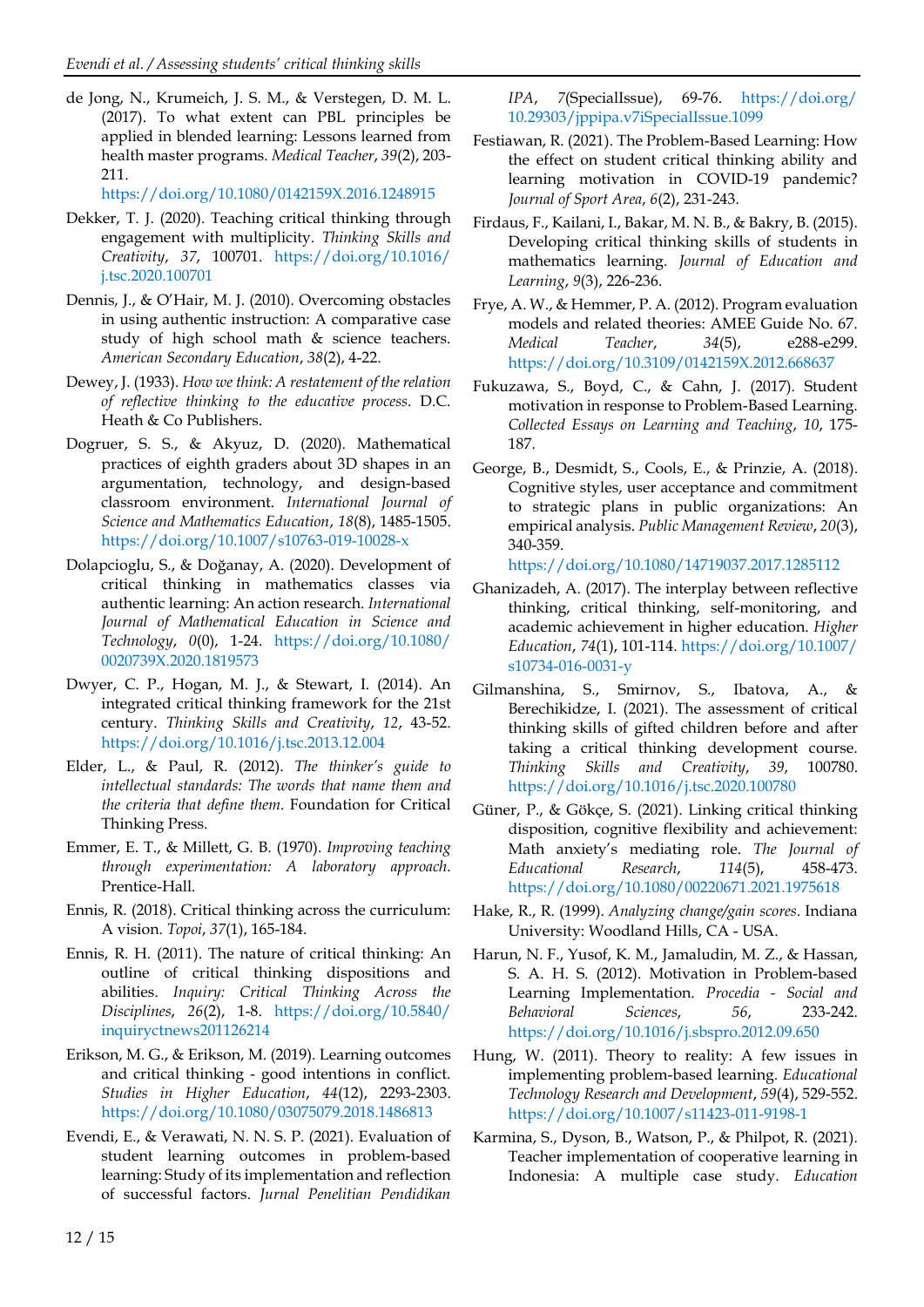de Jong, N., Krumeich, J. S. M., & Verstegen, D. M. L. (2017). To what extent can PBL principles be applied in blended learning: Lessons learned from health master programs. *Medical Teacher*, *39*(2), 203-211. https://doi.org/10.1080/0142159X.2016.1248915

Dekker, T. J. (2020). Teaching critical thinking through engagement with multiplicity. *Thinking Skills and Creativity*, *37*, 100701. https://doi.org/10.1016/j.tsc.2020.100701

Dennis, J., & O'Hair, M. J. (2010). Overcoming obstacles in using authentic instruction: A comparative case study of high school math & science teachers. *American Secondary Education*, *38*(2), 4-22.

Dewey, J. (1933). *How we think: A restatement of the relation of reflective thinking to the educative process*. D.C. Heath & Co Publishers.

Dogruer, S. S., & Akyuz, D. (2020). Mathematical practices of eighth graders about 3D shapes in an argumentation, technology, and design-based classroom environment. *International Journal of Science and Mathematics Education*, *18*(8), 1485-1505. https://doi.org/10.1007/s10763-019-10028-x

Dolapcioglu, S., & Doğanay, A. (2020). Development of critical thinking in mathematics classes via authentic learning: An action research. *International Journal of Mathematical Education in Science and Technology*, *0*(0), 1-24. https://doi.org/10.1080/0020739X.2020.1819573

Dwyer, C. P., Hogan, M. J., & Stewart, I. (2014). An integrated critical thinking framework for the 21st century. *Thinking Skills and Creativity*, *12*, 43-52. https://doi.org/10.1016/j.tsc.2013.12.004

Elder, L., & Paul, R. (2012). *The thinker's guide to intellectual standards: The words that name them and the criteria that define them*. Foundation for Critical Thinking Press.

Emmer, E. T., & Millett, G. B. (1970). *Improving teaching through experimentation: A laboratory approach*. Prentice-Hall.

Ennis, R. (2018). Critical thinking across the curriculum: A vision. *Topoi*, *37*(1), 165-184.

Ennis, R. H. (2011). The nature of critical thinking: An outline of critical thinking dispositions and abilities. *Inquiry: Critical Thinking Across the Disciplines*, *26*(2), 1-8. https://doi.org/10.5840/inquiryctnews201126214

Erikson, M. G., & Erikson, M. (2019). Learning outcomes and critical thinking - good intentions in conflict. *Studies in Higher Education*, *44*(12), 2293-2303. https://doi.org/10.1080/03075079.2018.1486813

Evendi, E., & Verawati, N. N. S. P. (2021). Evaluation of student learning outcomes in problem-based learning: Study of its implementation and reflection of successful factors. *Jurnal Penelitian Pendidikan IPA*, *7*(SpecialIssue), 69-76. https://doi.org/10.29303/jppipa.v7iSpecialIssue.1099

Festiawan, R. (2021). The Problem-Based Learning: How the effect on student critical thinking ability and learning motivation in COVID-19 pandemic? *Journal of Sport Area*, *6*(2), 231-243.

Firdaus, F., Kailani, I., Bakar, M. N. B., & Bakry, B. (2015). Developing critical thinking skills of students in mathematics learning. *Journal of Education and Learning*, *9*(3), 226-236.

Frye, A. W., & Hemmer, P. A. (2012). Program evaluation models and related theories: AMEE Guide No. 67. *Medical Teacher*, *34*(5), e288-e299. https://doi.org/10.3109/0142159X.2012.668637

Fukuzawa, S., Boyd, C., & Cahn, J. (2017). Student motivation in response to Problem-Based Learning. *Collected Essays on Learning and Teaching*, *10*, 175-187.

George, B., Desmidt, S., Cools, E., & Prinzie, A. (2018). Cognitive styles, user acceptance and commitment to strategic plans in public organizations: An empirical analysis. *Public Management Review*, *20*(3), 340-359. https://doi.org/10.1080/14719037.2017.1285112

Ghanizadeh, A. (2017). The interplay between reflective thinking, critical thinking, self-monitoring, and academic achievement in higher education. *Higher Education*, *74*(1), 101-114. https://doi.org/10.1007/s10734-016-0031-y

Gilmanshina, S., Smirnov, S., Ibatova, A., & Berechikidze, I. (2021). The assessment of critical thinking skills of gifted children before and after taking a critical thinking development course. *Thinking Skills and Creativity*, *39*, 100780. https://doi.org/10.1016/j.tsc.2020.100780

Güner, P., & Gökçe, S. (2021). Linking critical thinking disposition, cognitive flexibility and achievement: Math anxiety's mediating role. *The Journal of Educational Research*, *114*(5), 458-473. https://doi.org/10.1080/00220671.2021.1975618

Hake, R., R. (1999). *Analyzing change/gain scores*. Indiana University: Woodland Hills, CA - USA.

Harun, N. F., Yusof, K. M., Jamaludin, M. Z., & Hassan, S. A. H. S. (2012). Motivation in Problem-based Learning Implementation. *Procedia - Social and Behavioral Sciences*, *56*, 233-242. https://doi.org/10.1016/j.sbspro.2012.09.650

Hung, W. (2011). Theory to reality: A few issues in implementing problem-based learning. *Educational Technology Research and Development*, *59*(4), 529-552. https://doi.org/10.1007/s11423-011-9198-1

Karmina, S., Dyson, B., Watson, P., & Philpot, R. (2021). Teacher implementation of cooperative learning in Indonesia: A multiple case study. *Education*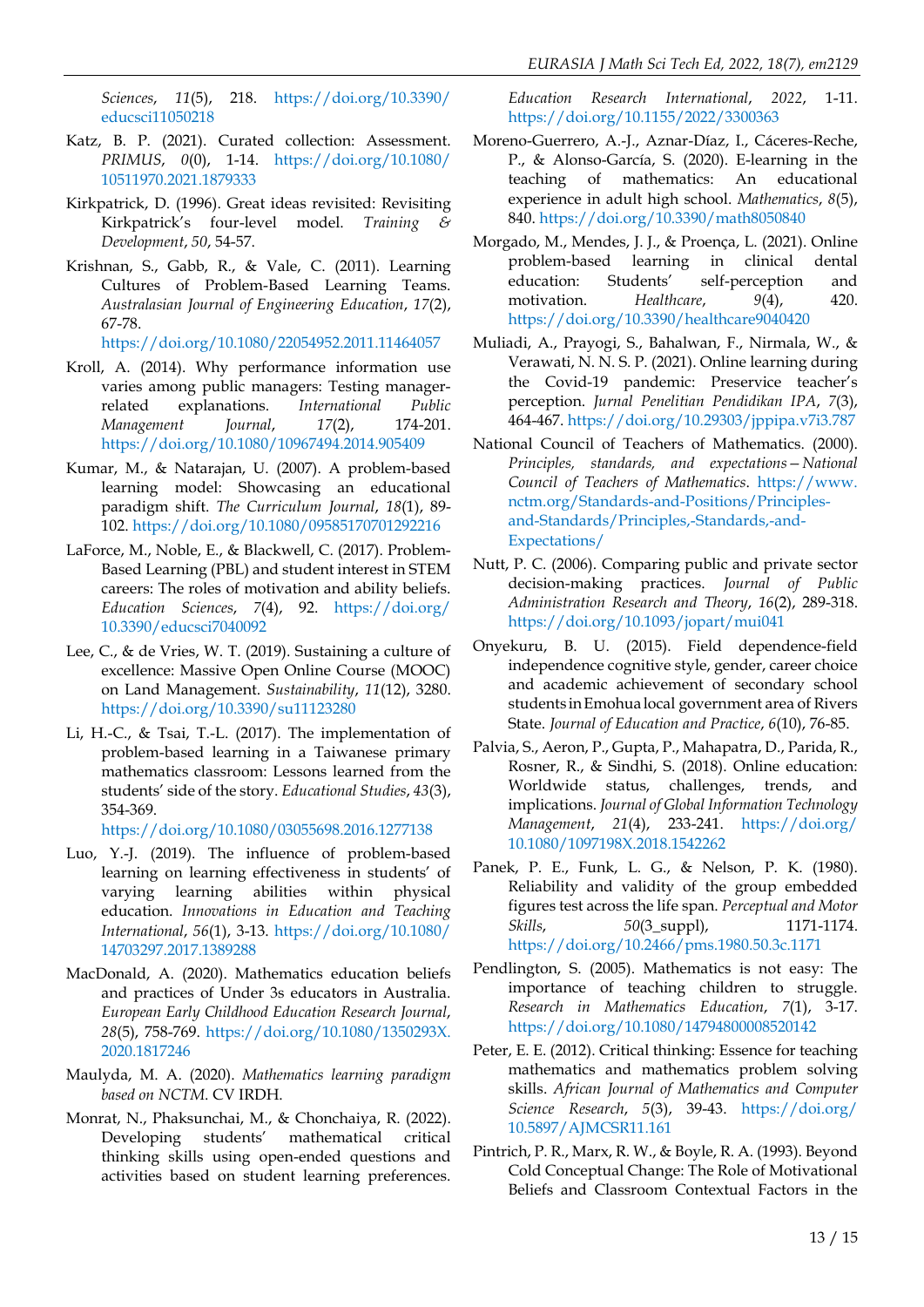*Sciences*, *11*(5), 218. https://doi.org/10.3390/educsci11050218

Katz, B. P. (2021). Curated collection: Assessment. *PRIMUS*, *0*(0), 1-14. https://doi.org/10.1080/10511970.2021.1879333

Kirkpatrick, D. (1996). Great ideas revisited: Revisiting Kirkpatrick's four-level model. *Training & Development*, *50*, 54-57.

Krishnan, S., Gabb, R., & Vale, C. (2011). Learning Cultures of Problem-Based Learning Teams. *Australasian Journal of Engineering Education*, *17*(2), 67-78. https://doi.org/10.1080/22054952.2011.11464057

Kroll, A. (2014). Why performance information use varies among public managers: Testing manager-related explanations. *International Public Management Journal*, *17*(2), 174-201. https://doi.org/10.1080/10967494.2014.905409

Kumar, M., & Natarajan, U. (2007). A problem-based learning model: Showcasing an educational paradigm shift. *The Curriculum Journal*, *18*(1), 89-102. https://doi.org/10.1080/09585170701292216

LaForce, M., Noble, E., & Blackwell, C. (2017). Problem-Based Learning (PBL) and student interest in STEM careers: The roles of motivation and ability beliefs. *Education Sciences*, *7*(4), 92. https://doi.org/10.3390/educsci7040092

Lee, C., & de Vries, W. T. (2019). Sustaining a culture of excellence: Massive Open Online Course (MOOC) on Land Management. *Sustainability*, *11*(12), 3280. https://doi.org/10.3390/su11123280

Li, H.-C., & Tsai, T.-L. (2017). The implementation of problem-based learning in a Taiwanese primary mathematics classroom: Lessons learned from the students' side of the story. *Educational Studies*, *43*(3), 354-369. https://doi.org/10.1080/03055698.2016.1277138

Luo, Y.-J. (2019). The influence of problem-based learning on learning effectiveness in students' of varying learning abilities within physical education. *Innovations in Education and Teaching International*, *56*(1), 3-13. https://doi.org/10.1080/14703297.2017.1389288

MacDonald, A. (2020). Mathematics education beliefs and practices of Under 3s educators in Australia. *European Early Childhood Education Research Journal*, *28*(5), 758-769. https://doi.org/10.1080/1350293X.2020.1817246

Maulyda, M. A. (2020). *Mathematics learning paradigm based on NCTM*. CV IRDH.

Monrat, N., Phaksunchai, M., & Chonchaiya, R. (2022). Developing students' mathematical critical thinking skills using open-ended questions and activities based on student learning preferences. *Education Research International*, *2022*, 1-11. https://doi.org/10.1155/2022/3300363

Moreno-Guerrero, A.-J., Aznar-Díaz, I., Cáceres-Reche, P., & Alonso-García, S. (2020). E-learning in the teaching of mathematics: An educational experience in adult high school. *Mathematics*, *8*(5), 840. https://doi.org/10.3390/math8050840

Morgado, M., Mendes, J. J., & Proença, L. (2021). Online problem-based learning in clinical dental education: Students' self-perception and motivation. *Healthcare*, *9*(4), 420. https://doi.org/10.3390/healthcare9040420

Muliadi, A., Prayogi, S., Bahalwan, F., Nirmala, W., & Verawati, N. N. S. P. (2021). Online learning during the Covid-19 pandemic: Preservice teacher's perception. *Jurnal Penelitian Pendidikan IPA*, *7*(3), 464-467. https://doi.org/10.29303/jppipa.v7i3.787

National Council of Teachers of Mathematics. (2000). *Principles, standards, and expectations—National Council of Teachers of Mathematics*. https://www.nctm.org/Standards-and-Positions/Principles-and-Standards/Principles,-Standards,-and-Expectations/

Nutt, P. C. (2006). Comparing public and private sector decision-making practices. *Journal of Public Administration Research and Theory*, *16*(2), 289-318. https://doi.org/10.1093/jopart/mui041

Onyekuru, B. U. (2015). Field dependence-field independence cognitive style, gender, career choice and academic achievement of secondary school students in Emohua local government area of Rivers State. *Journal of Education and Practice*, *6*(10), 76-85.

Palvia, S., Aeron, P., Gupta, P., Mahapatra, D., Parida, R., Rosner, R., & Sindhi, S. (2018). Online education: Worldwide status, challenges, trends, and implications. *Journal of Global Information Technology Management*, *21*(4), 233-241. https://doi.org/10.1080/1097198X.2018.1542262

Panek, P. E., Funk, L. G., & Nelson, P. K. (1980). Reliability and validity of the group embedded figures test across the life span. *Perceptual and Motor Skills*, *50*(3_suppl), 1171-1174. https://doi.org/10.2466/pms.1980.50.3c.1171

Pendlington, S. (2005). Mathematics is not easy: The importance of teaching children to struggle. *Research in Mathematics Education*, *7*(1), 3-17. https://doi.org/10.1080/14794800008520142

Peter, E. E. (2012). Critical thinking: Essence for teaching mathematics and mathematics problem solving skills. *African Journal of Mathematics and Computer Science Research*, *5*(3), 39-43. https://doi.org/10.5897/AJMCSR11.161

Pintrich, P. R., Marx, R. W., & Boyle, R. A. (1993). Beyond Cold Conceptual Change: The Role of Motivational Beliefs and Classroom Contextual Factors in the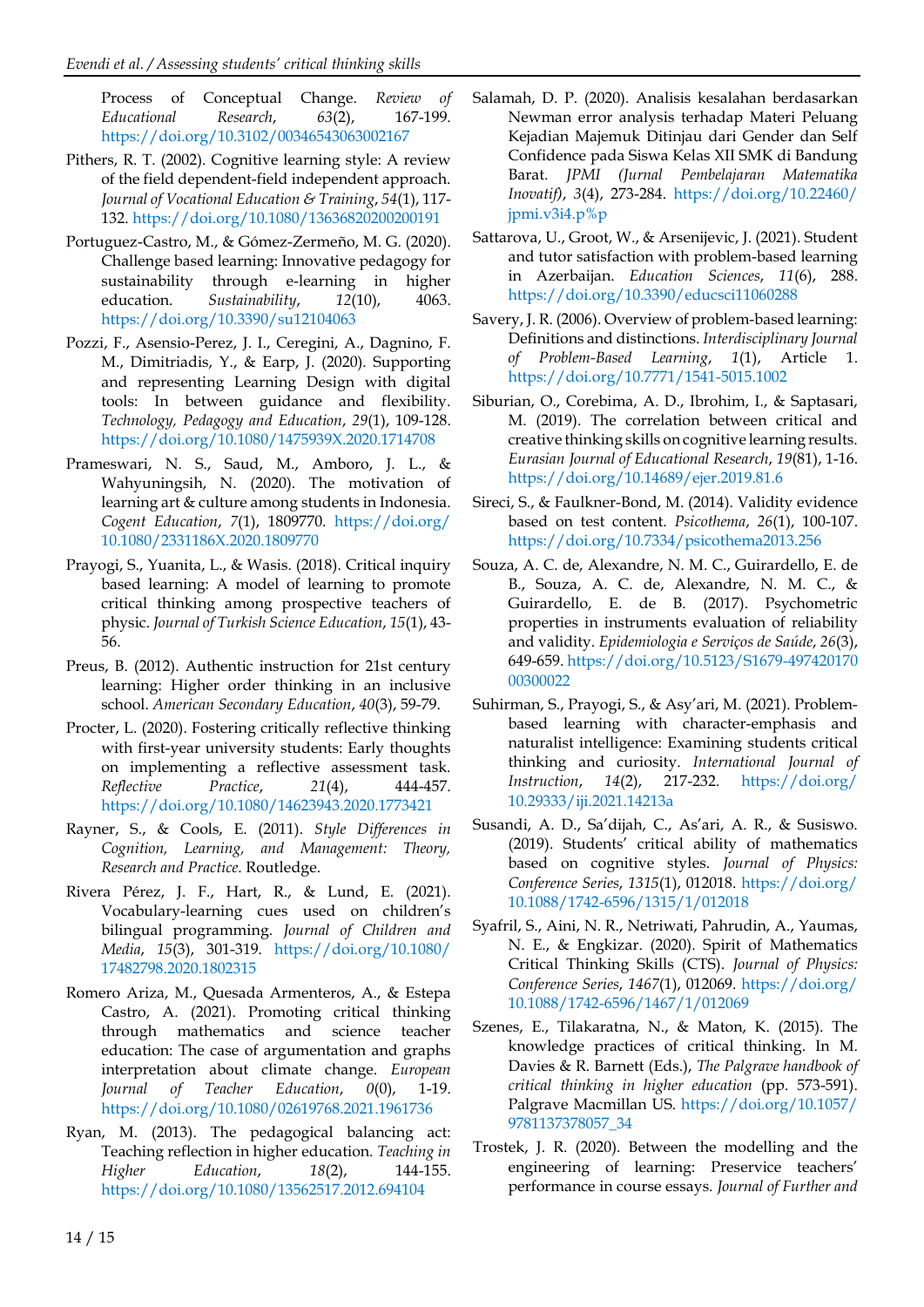Process of Conceptual Change. *Review of Educational Research*, *63*(2), 167-199. https://doi.org/10.3102/00346543063002167

Pithers, R. T. (2002). Cognitive learning style: A review of the field dependent-field independent approach. *Journal of Vocational Education & Training*, *54*(1), 117-132. https://doi.org/10.1080/13636820200200191

Portuguez-Castro, M., & Gómez-Zermeño, M. G. (2020). Challenge based learning: Innovative pedagogy for sustainability through e-learning in higher education. *Sustainability*, *12*(10), 4063. https://doi.org/10.3390/su12104063

Pozzi, F., Asensio-Perez, J. I., Ceregini, A., Dagnino, F. M., Dimitriadis, Y., & Earp, J. (2020). Supporting and representing Learning Design with digital tools: In between guidance and flexibility. *Technology, Pedagogy and Education*, *29*(1), 109-128. https://doi.org/10.1080/1475939X.2020.1714708

Prameswari, N. S., Saud, M., Amboro, J. L., & Wahyuningsih, N. (2020). The motivation of learning art & culture among students in Indonesia. *Cogent Education*, *7*(1), 1809770. https://doi.org/10.1080/2331186X.2020.1809770

Prayogi, S., Yuanita, L., & Wasis. (2018). Critical inquiry based learning: A model of learning to promote critical thinking among prospective teachers of physic. *Journal of Turkish Science Education*, *15*(1), 43-56.

Preus, B. (2012). Authentic instruction for 21st century learning: Higher order thinking in an inclusive school. *American Secondary Education*, *40*(3), 59-79.

Procter, L. (2020). Fostering critically reflective thinking with first-year university students: Early thoughts on implementing a reflective assessment task. *Reflective Practice*, *21*(4), 444-457. https://doi.org/10.1080/14623943.2020.1773421

Rayner, S., & Cools, E. (2011). *Style Differences in Cognition, Learning, and Management: Theory, Research and Practice*. Routledge.

Rivera Pérez, J. F., Hart, R., & Lund, E. (2021). Vocabulary-learning cues used on children's bilingual programming. *Journal of Children and Media*, *15*(3), 301-319. https://doi.org/10.1080/17482798.2020.1802315

Romero Ariza, M., Quesada Armenteros, A., & Estepa Castro, A. (2021). Promoting critical thinking through mathematics and science teacher education: The case of argumentation and graphs interpretation about climate change. *European Journal of Teacher Education*, *0*(0), 1-19. https://doi.org/10.1080/02619768.2021.1961736

Ryan, M. (2013). The pedagogical balancing act: Teaching reflection in higher education. *Teaching in Higher Education*, *18*(2), 144-155. https://doi.org/10.1080/13562517.2012.694104

Salamah, D. P. (2020). Analisis kesalahan berdasarkan Newman error analysis terhadap Materi Peluang Kejadian Majemuk Ditinjau dari Gender dan Self Confidence pada Siswa Kelas XII SMK di Bandung Barat. *JPMI (Jurnal Pembelajaran Matematika Inovatif)*, *3*(4), 273-284. https://doi.org/10.22460/jpmi.v3i4.p%p

Sattarova, U., Groot, W., & Arsenijevic, J. (2021). Student and tutor satisfaction with problem-based learning in Azerbaijan. *Education Sciences*, *11*(6), 288. https://doi.org/10.3390/educsci11060288

Savery, J. R. (2006). Overview of problem-based learning: Definitions and distinctions. *Interdisciplinary Journal of Problem-Based Learning*, *1*(1), Article 1. https://doi.org/10.7771/1541-5015.1002

Siburian, O., Corebima, A. D., Ibrohim, I., & Saptasari, M. (2019). The correlation between critical and creative thinking skills on cognitive learning results. *Eurasian Journal of Educational Research*, *19*(81), 1-16. https://doi.org/10.14689/ejer.2019.81.6

Sireci, S., & Faulkner-Bond, M. (2014). Validity evidence based on test content. *Psicothema*, *26*(1), 100-107. https://doi.org/10.7334/psicothema2013.256

Souza, A. C. de, Alexandre, N. M. C., Guirardello, E. de B., Souza, A. C. de, Alexandre, N. M. C., & Guirardello, E. de B. (2017). Psychometric properties in instruments evaluation of reliability and validity. *Epidemiologia e Serviços de Saúde*, *26*(3), 649-659. https://doi.org/10.5123/S1679-49742017000300022

Suhirman, S., Prayogi, S., & Asy'ari, M. (2021). Problem-based learning with character-emphasis and naturalist intelligence: Examining students critical thinking and curiosity. *International Journal of Instruction*, *14*(2), 217-232. https://doi.org/10.29333/iji.2021.14213a

Susandi, A. D., Sa'dijah, C., As'ari, A. R., & Susiswo. (2019). Students' critical ability of mathematics based on cognitive styles. *Journal of Physics: Conference Series*, *1315*(1), 012018. https://doi.org/10.1088/1742-6596/1315/1/012018

Syafril, S., Aini, N. R., Netriwati, Pahrudin, A., Yaumas, N. E., & Engkizar. (2020). Spirit of Mathematics Critical Thinking Skills (CTS). *Journal of Physics: Conference Series*, *1467*(1), 012069. https://doi.org/10.1088/1742-6596/1467/1/012069

Szenes, E., Tilakaratna, N., & Maton, K. (2015). The knowledge practices of critical thinking. In M. Davies & R. Barnett (Eds.), *The Palgrave handbook of critical thinking in higher education* (pp. 573-591). Palgrave Macmillan US. https://doi.org/10.1057/9781137378057_34

Trostek, J. R. (2020). Between the modelling and the engineering of learning: Preservice teachers' performance in course essays. *Journal of Further and*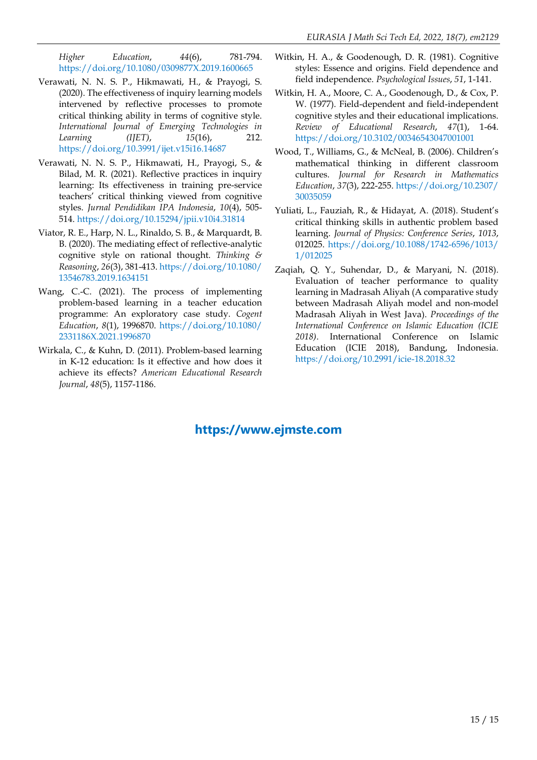*Higher Education*, *44*(6), 781-794. https://doi.org/10.1080/0309877X.2019.1600665

Verawati, N. N. S. P., Hikmawati, H., & Prayogi, S. (2020). The effectiveness of inquiry learning models intervened by reflective processes to promote critical thinking ability in terms of cognitive style. *International Journal of Emerging Technologies in Learning (IJET)*, *15*(16), 212. https://doi.org/10.3991/ijet.v15i16.14687

Verawati, N. N. S. P., Hikmawati, H., Prayogi, S., & Bilad, M. R. (2021). Reflective practices in inquiry learning: Its effectiveness in training pre-service teachers' critical thinking viewed from cognitive styles. *Jurnal Pendidikan IPA Indonesia*, *10*(4), 505-514. https://doi.org/10.15294/jpii.v10i4.31814

Viator, R. E., Harp, N. L., Rinaldo, S. B., & Marquardt, B. B. (2020). The mediating effect of reflective-analytic cognitive style on rational thought. *Thinking & Reasoning*, *26*(3), 381-413. https://doi.org/10.1080/13546783.2019.1634151

Wang, C.-C. (2021). The process of implementing problem-based learning in a teacher education programme: An exploratory case study. *Cogent Education*, *8*(1), 1996870. https://doi.org/10.1080/2331186X.2021.1996870

Wirkala, C., & Kuhn, D. (2011). Problem-based learning in K-12 education: Is it effective and how does it achieve its effects? *American Educational Research Journal*, *48*(5), 1157-1186.

Witkin, H. A., & Goodenough, D. R. (1981). Cognitive styles: Essence and origins. Field dependence and field independence. *Psychological Issues*, *51*, 1-141.

Witkin, H. A., Moore, C. A., Goodenough, D., & Cox, P. W. (1977). Field-dependent and field-independent cognitive styles and their educational implications. *Review of Educational Research*, *47*(1), 1-64. https://doi.org/10.3102/00346543047001001

Wood, T., Williams, G., & McNeal, B. (2006). Children's mathematical thinking in different classroom cultures. *Journal for Research in Mathematics Education*, *37*(3), 222-255. https://doi.org/10.2307/30035059

Yuliati, L., Fauziah, R., & Hidayat, A. (2018). Student's critical thinking skills in authentic problem based learning. *Journal of Physics: Conference Series*, *1013*, 012025. https://doi.org/10.1088/1742-6596/1013/1/012025

Zaqiah, Q. Y., Suhendar, D., & Maryani, N. (2018). Evaluation of teacher performance to quality learning in Madrasah Aliyah (A comparative study between Madrasah Aliyah model and non-model Madrasah Aliyah in West Java). *Proceedings of the International Conference on Islamic Education (ICIE 2018)*. International Conference on Islamic Education (ICIE 2018), Bandung, Indonesia. https://doi.org/10.2991/icie-18.2018.32

**https://www.ejmste.com**